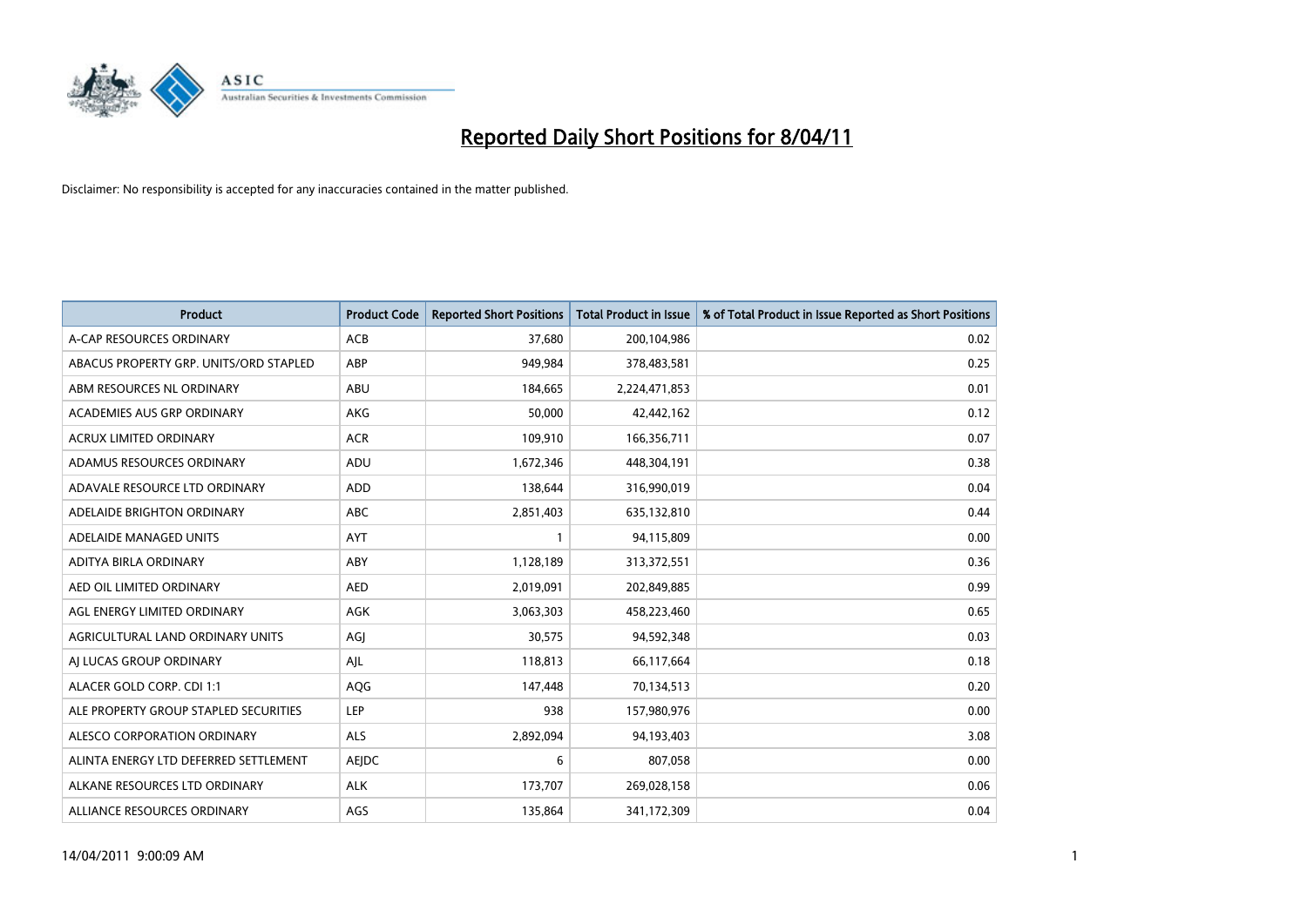# Reported Daily Short Positions for 8/04/11

Disclaimer: No responsibility is accepted for any inaccuracies contained in the matter published.

| Product | Product Code | Reported Short Positions | Total Product in Issue | % of Total Product in Issue Reported as Short Positions |
|---|---|---|---|---|
| A-CAP RESOURCES ORDINARY | ACB | 37,680 | 200,104,986 | 0.02 |
| ABACUS PROPERTY GRP. UNITS/ORD STAPLED | ABP | 949,984 | 378,483,581 | 0.25 |
| ABM RESOURCES NL ORDINARY | ABU | 184,665 | 2,224,471,853 | 0.01 |
| ACADEMIES AUS GRP ORDINARY | AKG | 50,000 | 42,442,162 | 0.12 |
| ACRUX LIMITED ORDINARY | ACR | 109,910 | 166,356,711 | 0.07 |
| ADAMUS RESOURCES ORDINARY | ADU | 1,672,346 | 448,304,191 | 0.38 |
| ADAVALE RESOURCE LTD ORDINARY | ADD | 138,644 | 316,990,019 | 0.04 |
| ADELAIDE BRIGHTON ORDINARY | ABC | 2,851,403 | 635,132,810 | 0.44 |
| ADELAIDE MANAGED UNITS | AYT | 1 | 94,115,809 | 0.00 |
| ADITYA BIRLA ORDINARY | ABY | 1,128,189 | 313,372,551 | 0.36 |
| AED OIL LIMITED ORDINARY | AED | 2,019,091 | 202,849,885 | 0.99 |
| AGL ENERGY LIMITED ORDINARY | AGK | 3,063,303 | 458,223,460 | 0.65 |
| AGRICULTURAL LAND ORDINARY UNITS | AGJ | 30,575 | 94,592,348 | 0.03 |
| AJ LUCAS GROUP ORDINARY | AJL | 118,813 | 66,117,664 | 0.18 |
| ALACER GOLD CORP. CDI 1:1 | AQG | 147,448 | 70,134,513 | 0.20 |
| ALE PROPERTY GROUP STAPLED SECURITIES | LEP | 938 | 157,980,976 | 0.00 |
| ALESCO CORPORATION ORDINARY | ALS | 2,892,094 | 94,193,403 | 3.08 |
| ALINTA ENERGY LTD DEFERRED SETTLEMENT | AEJDC | 6 | 807,058 | 0.00 |
| ALKANE RESOURCES LTD ORDINARY | ALK | 173,707 | 269,028,158 | 0.06 |
| ALLIANCE RESOURCES ORDINARY | AGS | 135,864 | 341,172,309 | 0.04 |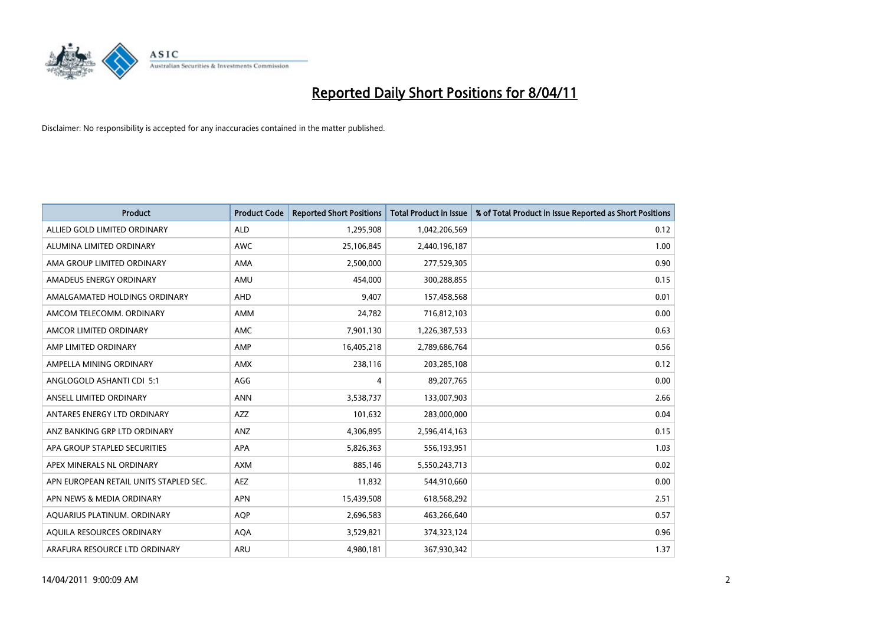# Reported Daily Short Positions for 8/04/11

Disclaimer: No responsibility is accepted for any inaccuracies contained in the matter published.

| Product | Product Code | Reported Short Positions | Total Product in Issue | % of Total Product in Issue Reported as Short Positions |
|---|---|---|---|---|
| ALLIED GOLD LIMITED ORDINARY | ALD | 1,295,908 | 1,042,206,569 | 0.12 |
| ALUMINA LIMITED ORDINARY | AWC | 25,106,845 | 2,440,196,187 | 1.00 |
| AMA GROUP LIMITED ORDINARY | AMA | 2,500,000 | 277,529,305 | 0.90 |
| AMADEUS ENERGY ORDINARY | AMU | 454,000 | 300,288,855 | 0.15 |
| AMALGAMATED HOLDINGS ORDINARY | AHD | 9,407 | 157,458,568 | 0.01 |
| AMCOM TELECOMM. ORDINARY | AMM | 24,782 | 716,812,103 | 0.00 |
| AMCOR LIMITED ORDINARY | AMC | 7,901,130 | 1,226,387,533 | 0.63 |
| AMP LIMITED ORDINARY | AMP | 16,405,218 | 2,789,686,764 | 0.56 |
| AMPELLA MINING ORDINARY | AMX | 238,116 | 203,285,108 | 0.12 |
| ANGLOGOLD ASHANTI CDI 5:1 | AGG | 4 | 89,207,765 | 0.00 |
| ANSELL LIMITED ORDINARY | ANN | 3,538,737 | 133,007,903 | 2.66 |
| ANTARES ENERGY LTD ORDINARY | AZZ | 101,632 | 283,000,000 | 0.04 |
| ANZ BANKING GRP LTD ORDINARY | ANZ | 4,306,895 | 2,596,414,163 | 0.15 |
| APA GROUP STAPLED SECURITIES | APA | 5,826,363 | 556,193,951 | 1.03 |
| APEX MINERALS NL ORDINARY | AXM | 885,146 | 5,550,243,713 | 0.02 |
| APN EUROPEAN RETAIL UNITS STAPLED SEC. | AEZ | 11,832 | 544,910,660 | 0.00 |
| APN NEWS & MEDIA ORDINARY | APN | 15,439,508 | 618,568,292 | 2.51 |
| AQUARIUS PLATINUM. ORDINARY | AQP | 2,696,583 | 463,266,640 | 0.57 |
| AQUILA RESOURCES ORDINARY | AQA | 3,529,821 | 374,323,124 | 0.96 |
| ARAFURA RESOURCE LTD ORDINARY | ARU | 4,980,181 | 367,930,342 | 1.37 |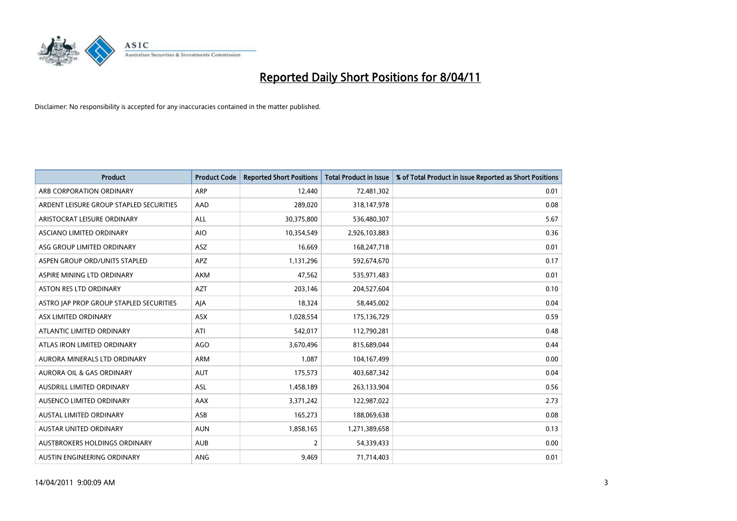# Reported Daily Short Positions for 8/04/11

Disclaimer: No responsibility is accepted for any inaccuracies contained in the matter published.

| Product | Product Code | Reported Short Positions | Total Product in Issue | % of Total Product in Issue Reported as Short Positions |
|---|---|---|---|---|
| ARB CORPORATION ORDINARY | ARP | 12,440 | 72,481,302 | 0.01 |
| ARDENT LEISURE GROUP STAPLED SECURITIES | AAD | 289,020 | 318,147,978 | 0.08 |
| ARISTOCRAT LEISURE ORDINARY | ALL | 30,375,800 | 536,480,307 | 5.67 |
| ASCIANO LIMITED ORDINARY | AIO | 10,354,549 | 2,926,103,883 | 0.36 |
| ASG GROUP LIMITED ORDINARY | ASZ | 16,669 | 168,247,718 | 0.01 |
| ASPEN GROUP ORD/UNITS STAPLED | APZ | 1,131,296 | 592,674,670 | 0.17 |
| ASPIRE MINING LTD ORDINARY | AKM | 47,562 | 535,971,483 | 0.01 |
| ASTON RES LTD ORDINARY | AZT | 203,146 | 204,527,604 | 0.10 |
| ASTRO JAP PROP GROUP STAPLED SECURITIES | AJA | 18,324 | 58,445,002 | 0.04 |
| ASX LIMITED ORDINARY | ASX | 1,028,554 | 175,136,729 | 0.59 |
| ATLANTIC LIMITED ORDINARY | ATI | 542,017 | 112,790,281 | 0.48 |
| ATLAS IRON LIMITED ORDINARY | AGO | 3,670,496 | 815,689,044 | 0.44 |
| AURORA MINERALS LTD ORDINARY | ARM | 1,087 | 104,167,499 | 0.00 |
| AURORA OIL & GAS ORDINARY | AUT | 175,573 | 403,687,342 | 0.04 |
| AUSDRILL LIMITED ORDINARY | ASL | 1,458,189 | 263,133,904 | 0.56 |
| AUSENCO LIMITED ORDINARY | AAX | 3,371,242 | 122,987,022 | 2.73 |
| AUSTAL LIMITED ORDINARY | ASB | 165,273 | 188,069,638 | 0.08 |
| AUSTAR UNITED ORDINARY | AUN | 1,858,165 | 1,271,389,658 | 0.13 |
| AUSTBROKERS HOLDINGS ORDINARY | AUB | 2 | 54,339,433 | 0.00 |
| AUSTIN ENGINEERING ORDINARY | ANG | 9,469 | 71,714,403 | 0.01 |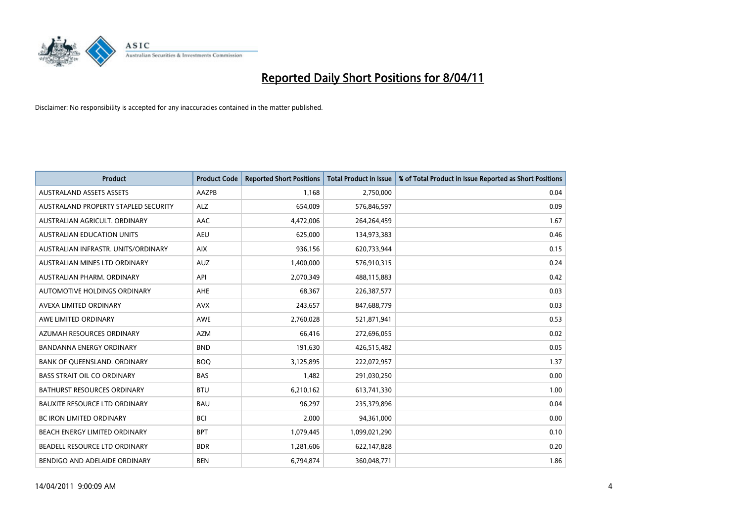# Reported Daily Short Positions for 8/04/11

Disclaimer: No responsibility is accepted for any inaccuracies contained in the matter published.

| Product | Product Code | Reported Short Positions | Total Product in Issue | % of Total Product in Issue Reported as Short Positions |
|---|---|---|---|---|
| AUSTRALAND ASSETS ASSETS | AAZPB | 1,168 | 2,750,000 | 0.04 |
| AUSTRALAND PROPERTY STAPLED SECURITY | ALZ | 654,009 | 576,846,597 | 0.09 |
| AUSTRALIAN AGRICULT. ORDINARY | AAC | 4,472,006 | 264,264,459 | 1.67 |
| AUSTRALIAN EDUCATION UNITS | AEU | 625,000 | 134,973,383 | 0.46 |
| AUSTRALIAN INFRASTR. UNITS/ORDINARY | AIX | 936,156 | 620,733,944 | 0.15 |
| AUSTRALIAN MINES LTD ORDINARY | AUZ | 1,400,000 | 576,910,315 | 0.24 |
| AUSTRALIAN PHARM. ORDINARY | API | 2,070,349 | 488,115,883 | 0.42 |
| AUTOMOTIVE HOLDINGS ORDINARY | AHE | 68,367 | 226,387,577 | 0.03 |
| AVEXA LIMITED ORDINARY | AVX | 243,657 | 847,688,779 | 0.03 |
| AWE LIMITED ORDINARY | AWE | 2,760,028 | 521,871,941 | 0.53 |
| AZUMAH RESOURCES ORDINARY | AZM | 66,416 | 272,696,055 | 0.02 |
| BANDANNA ENERGY ORDINARY | BND | 191,630 | 426,515,482 | 0.05 |
| BANK OF QUEENSLAND. ORDINARY | BOQ | 3,125,895 | 222,072,957 | 1.37 |
| BASS STRAIT OIL CO ORDINARY | BAS | 1,482 | 291,030,250 | 0.00 |
| BATHURST RESOURCES ORDINARY | BTU | 6,210,162 | 613,741,330 | 1.00 |
| BAUXITE RESOURCE LTD ORDINARY | BAU | 96,297 | 235,379,896 | 0.04 |
| BC IRON LIMITED ORDINARY | BCI | 2,000 | 94,361,000 | 0.00 |
| BEACH ENERGY LIMITED ORDINARY | BPT | 1,079,445 | 1,099,021,290 | 0.10 |
| BEADELL RESOURCE LTD ORDINARY | BDR | 1,281,606 | 622,147,828 | 0.20 |
| BENDIGO AND ADELAIDE ORDINARY | BEN | 6,794,874 | 360,048,771 | 1.86 |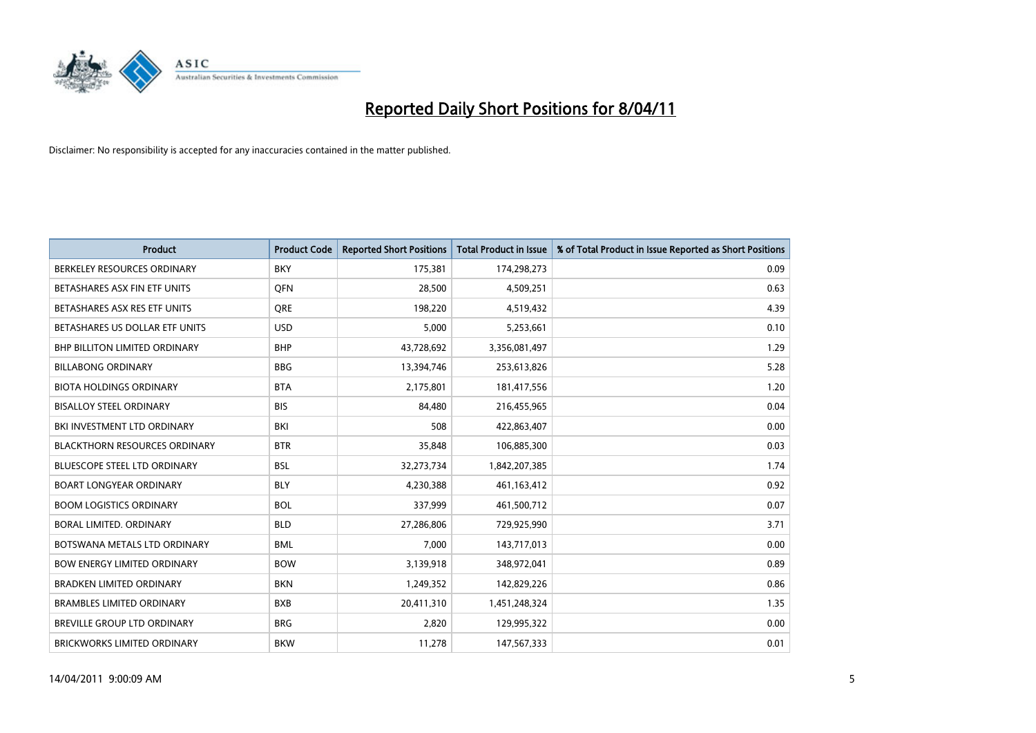# Reported Daily Short Positions for 8/04/11

Disclaimer: No responsibility is accepted for any inaccuracies contained in the matter published.

| Product | Product Code | Reported Short Positions | Total Product in Issue | % of Total Product in Issue Reported as Short Positions |
|---|---|---|---|---|
| BERKELEY RESOURCES ORDINARY | BKY | 175,381 | 174,298,273 | 0.09 |
| BETASHARES ASX FIN ETF UNITS | QFN | 28,500 | 4,509,251 | 0.63 |
| BETASHARES ASX RES ETF UNITS | QRE | 198,220 | 4,519,432 | 4.39 |
| BETASHARES US DOLLAR ETF UNITS | USD | 5,000 | 5,253,661 | 0.10 |
| BHP BILLITON LIMITED ORDINARY | BHP | 43,728,692 | 3,356,081,497 | 1.29 |
| BILLABONG ORDINARY | BBG | 13,394,746 | 253,613,826 | 5.28 |
| BIOTA HOLDINGS ORDINARY | BTA | 2,175,801 | 181,417,556 | 1.20 |
| BISALLOY STEEL ORDINARY | BIS | 84,480 | 216,455,965 | 0.04 |
| BKI INVESTMENT LTD ORDINARY | BKI | 508 | 422,863,407 | 0.00 |
| BLACKTHORN RESOURCES ORDINARY | BTR | 35,848 | 106,885,300 | 0.03 |
| BLUESCOPE STEEL LTD ORDINARY | BSL | 32,273,734 | 1,842,207,385 | 1.74 |
| BOART LONGYEAR ORDINARY | BLY | 4,230,388 | 461,163,412 | 0.92 |
| BOOM LOGISTICS ORDINARY | BOL | 337,999 | 461,500,712 | 0.07 |
| BORAL LIMITED. ORDINARY | BLD | 27,286,806 | 729,925,990 | 3.71 |
| BOTSWANA METALS LTD ORDINARY | BML | 7,000 | 143,717,013 | 0.00 |
| BOW ENERGY LIMITED ORDINARY | BOW | 3,139,918 | 348,972,041 | 0.89 |
| BRADKEN LIMITED ORDINARY | BKN | 1,249,352 | 142,829,226 | 0.86 |
| BRAMBLES LIMITED ORDINARY | BXB | 20,411,310 | 1,451,248,324 | 1.35 |
| BREVILLE GROUP LTD ORDINARY | BRG | 2,820 | 129,995,322 | 0.00 |
| BRICKWORKS LIMITED ORDINARY | BKW | 11,278 | 147,567,333 | 0.01 |

14/04/2011 9:00:09 AM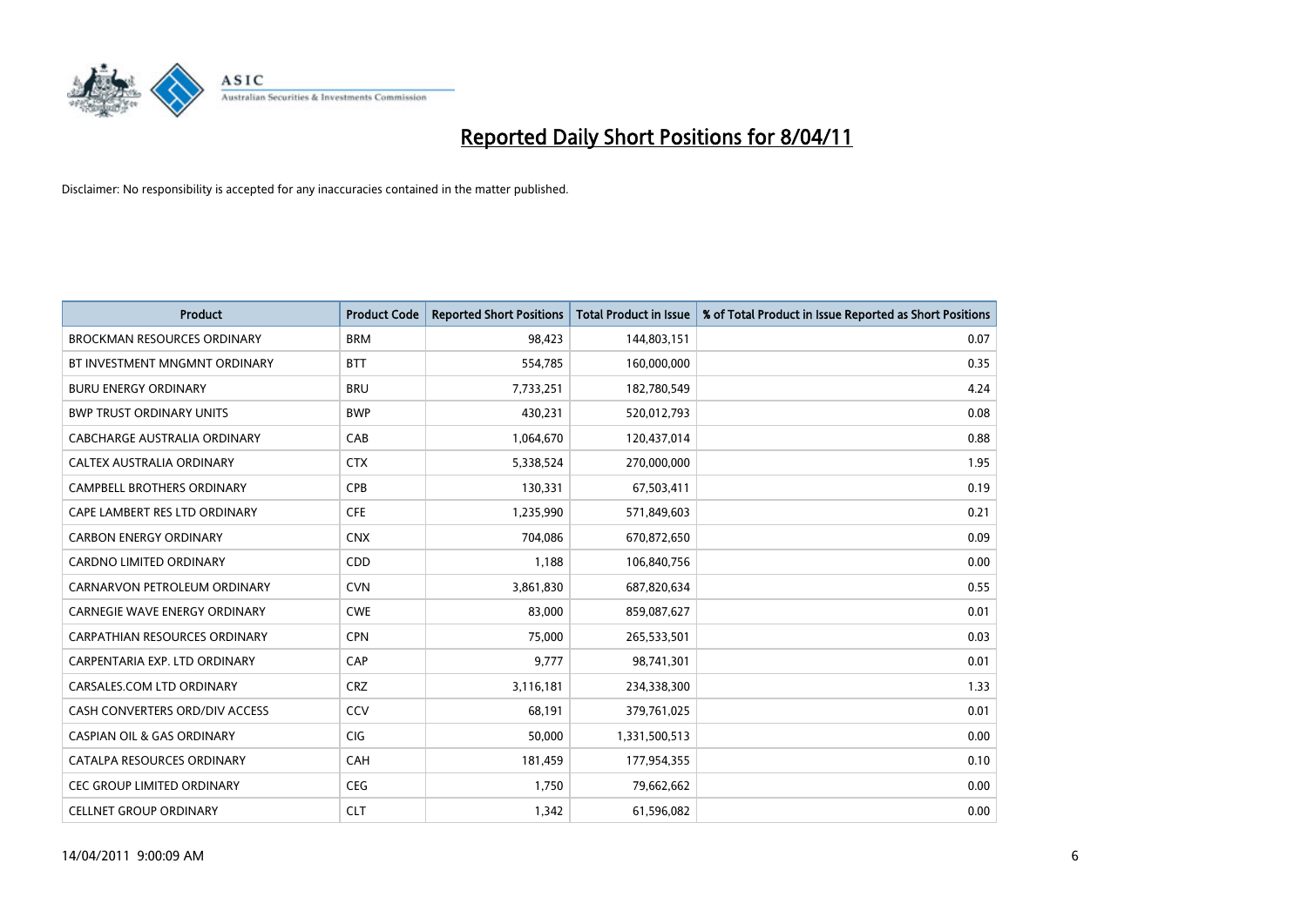# Reported Daily Short Positions for 8/04/11

Disclaimer: No responsibility is accepted for any inaccuracies contained in the matter published.

| Product | Product Code | Reported Short Positions | Total Product in Issue | % of Total Product in Issue Reported as Short Positions |
|---|---|---|---|---|
| BROCKMAN RESOURCES ORDINARY | BRM | 98,423 | 144,803,151 | 0.07 |
| BT INVESTMENT MNGMNT ORDINARY | BTT | 554,785 | 160,000,000 | 0.35 |
| BURU ENERGY ORDINARY | BRU | 7,733,251 | 182,780,549 | 4.24 |
| BWP TRUST ORDINARY UNITS | BWP | 430,231 | 520,012,793 | 0.08 |
| CABCHARGE AUSTRALIA ORDINARY | CAB | 1,064,670 | 120,437,014 | 0.88 |
| CALTEX AUSTRALIA ORDINARY | CTX | 5,338,524 | 270,000,000 | 1.95 |
| CAMPBELL BROTHERS ORDINARY | CPB | 130,331 | 67,503,411 | 0.19 |
| CAPE LAMBERT RES LTD ORDINARY | CFE | 1,235,990 | 571,849,603 | 0.21 |
| CARBON ENERGY ORDINARY | CNX | 704,086 | 670,872,650 | 0.09 |
| CARDNO LIMITED ORDINARY | CDD | 1,188 | 106,840,756 | 0.00 |
| CARNARVON PETROLEUM ORDINARY | CVN | 3,861,830 | 687,820,634 | 0.55 |
| CARNEGIE WAVE ENERGY ORDINARY | CWE | 83,000 | 859,087,627 | 0.01 |
| CARPATHIAN RESOURCES ORDINARY | CPN | 75,000 | 265,533,501 | 0.03 |
| CARPENTARIA EXP. LTD ORDINARY | CAP | 9,777 | 98,741,301 | 0.01 |
| CARSALES.COM LTD ORDINARY | CRZ | 3,116,181 | 234,338,300 | 1.33 |
| CASH CONVERTERS ORD/DIV ACCESS | CCV | 68,191 | 379,761,025 | 0.01 |
| CASPIAN OIL & GAS ORDINARY | CIG | 50,000 | 1,331,500,513 | 0.00 |
| CATALPA RESOURCES ORDINARY | CAH | 181,459 | 177,954,355 | 0.10 |
| CEC GROUP LIMITED ORDINARY | CEG | 1,750 | 79,662,662 | 0.00 |
| CELLNET GROUP ORDINARY | CLT | 1,342 | 61,596,082 | 0.00 |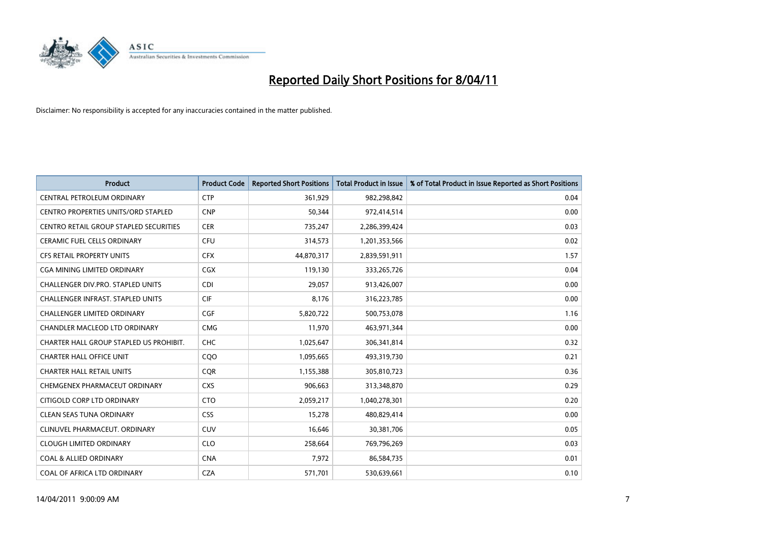# Reported Daily Short Positions for 8/04/11

Disclaimer: No responsibility is accepted for any inaccuracies contained in the matter published.

| Product | Product Code | Reported Short Positions | Total Product in Issue | % of Total Product in Issue Reported as Short Positions |
|---|---|---|---|---|
| CENTRAL PETROLEUM ORDINARY | CTP | 361,929 | 982,298,842 | 0.04 |
| CENTRO PROPERTIES UNITS/ORD STAPLED | CNP | 50,344 | 972,414,514 | 0.00 |
| CENTRO RETAIL GROUP STAPLED SECURITIES | CER | 735,247 | 2,286,399,424 | 0.03 |
| CERAMIC FUEL CELLS ORDINARY | CFU | 314,573 | 1,201,353,566 | 0.02 |
| CFS RETAIL PROPERTY UNITS | CFX | 44,870,317 | 2,839,591,911 | 1.57 |
| CGA MINING LIMITED ORDINARY | CGX | 119,130 | 333,265,726 | 0.04 |
| CHALLENGER DIV.PRO. STAPLED UNITS | CDI | 29,057 | 913,426,007 | 0.00 |
| CHALLENGER INFRAST. STAPLED UNITS | CIF | 8,176 | 316,223,785 | 0.00 |
| CHALLENGER LIMITED ORDINARY | CGF | 5,820,722 | 500,753,078 | 1.16 |
| CHANDLER MACLEOD LTD ORDINARY | CMG | 11,970 | 463,971,344 | 0.00 |
| CHARTER HALL GROUP STAPLED US PROHIBIT. | CHC | 1,025,647 | 306,341,814 | 0.32 |
| CHARTER HALL OFFICE UNIT | CQO | 1,095,665 | 493,319,730 | 0.21 |
| CHARTER HALL RETAIL UNITS | CQR | 1,155,388 | 305,810,723 | 0.36 |
| CHEMGENEX PHARMACEUT ORDINARY | CXS | 906,663 | 313,348,870 | 0.29 |
| CITIGOLD CORP LTD ORDINARY | CTO | 2,059,217 | 1,040,278,301 | 0.20 |
| CLEAN SEAS TUNA ORDINARY | CSS | 15,278 | 480,829,414 | 0.00 |
| CLINUVEL PHARMACEUT. ORDINARY | CUV | 16,646 | 30,381,706 | 0.05 |
| CLOUGH LIMITED ORDINARY | CLO | 258,664 | 769,796,269 | 0.03 |
| COAL & ALLIED ORDINARY | CNA | 7,972 | 86,584,735 | 0.01 |
| COAL OF AFRICA LTD ORDINARY | CZA | 571,701 | 530,639,661 | 0.10 |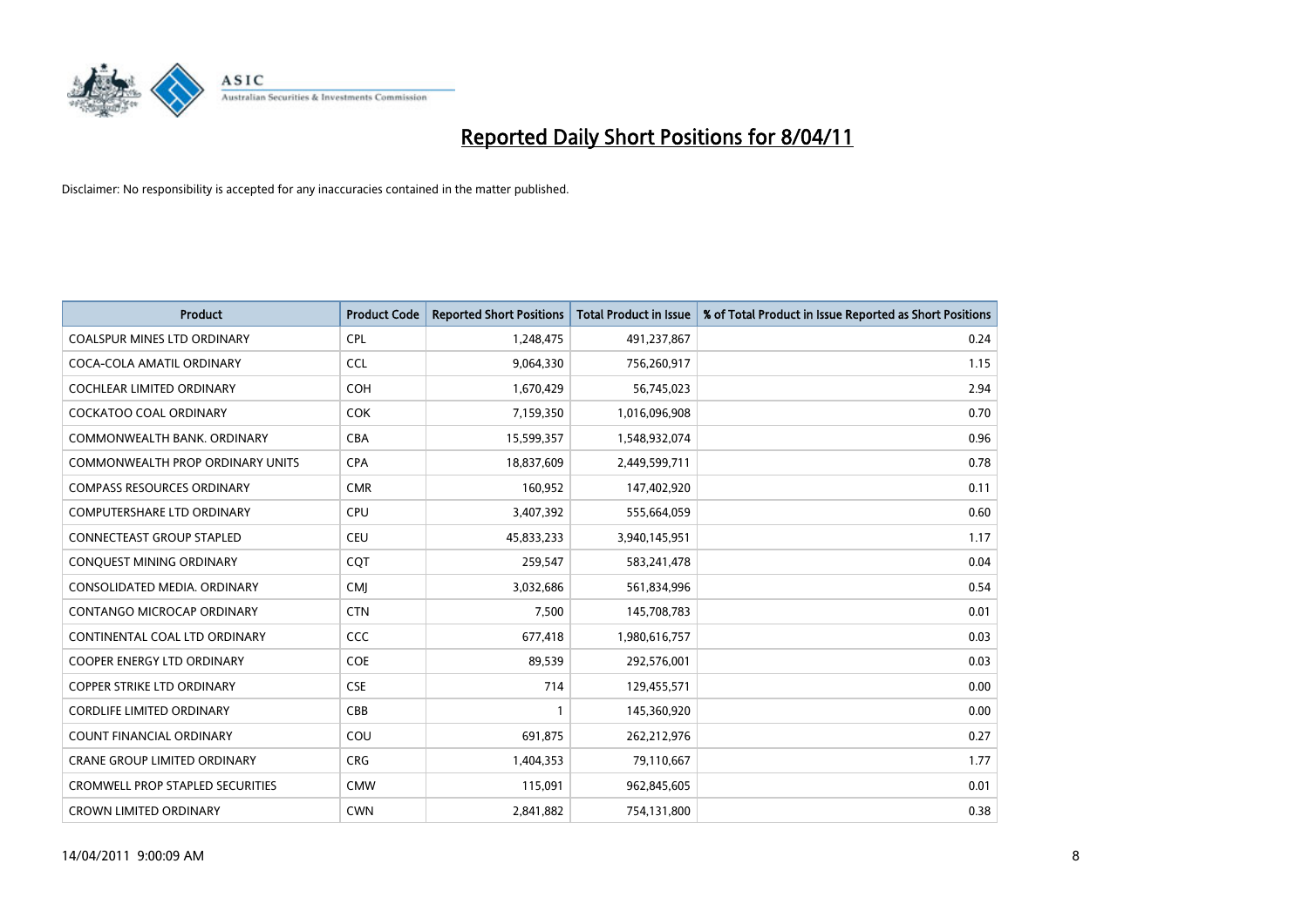# Reported Daily Short Positions for 8/04/11

Disclaimer: No responsibility is accepted for any inaccuracies contained in the matter published.

| Product | Product Code | Reported Short Positions | Total Product in Issue | % of Total Product in Issue Reported as Short Positions |
|---|---|---|---|---|
| COALSPUR MINES LTD ORDINARY | CPL | 1,248,475 | 491,237,867 | 0.24 |
| COCA-COLA AMATIL ORDINARY | CCL | 9,064,330 | 756,260,917 | 1.15 |
| COCHLEAR LIMITED ORDINARY | COH | 1,670,429 | 56,745,023 | 2.94 |
| COCKATOO COAL ORDINARY | COK | 7,159,350 | 1,016,096,908 | 0.70 |
| COMMONWEALTH BANK. ORDINARY | CBA | 15,599,357 | 1,548,932,074 | 0.96 |
| COMMONWEALTH PROP ORDINARY UNITS | CPA | 18,837,609 | 2,449,599,711 | 0.78 |
| COMPASS RESOURCES ORDINARY | CMR | 160,952 | 147,402,920 | 0.11 |
| COMPUTERSHARE LTD ORDINARY | CPU | 3,407,392 | 555,664,059 | 0.60 |
| CONNECTEAST GROUP STAPLED | CEU | 45,833,233 | 3,940,145,951 | 1.17 |
| CONQUEST MINING ORDINARY | CQT | 259,547 | 583,241,478 | 0.04 |
| CONSOLIDATED MEDIA. ORDINARY | CMJ | 3,032,686 | 561,834,996 | 0.54 |
| CONTANGO MICROCAP ORDINARY | CTN | 7,500 | 145,708,783 | 0.01 |
| CONTINENTAL COAL LTD ORDINARY | CCC | 677,418 | 1,980,616,757 | 0.03 |
| COOPER ENERGY LTD ORDINARY | COE | 89,539 | 292,576,001 | 0.03 |
| COPPER STRIKE LTD ORDINARY | CSE | 714 | 129,455,571 | 0.00 |
| CORDLIFE LIMITED ORDINARY | CBB | 1 | 145,360,920 | 0.00 |
| COUNT FINANCIAL ORDINARY | COU | 691,875 | 262,212,976 | 0.27 |
| CRANE GROUP LIMITED ORDINARY | CRG | 1,404,353 | 79,110,667 | 1.77 |
| CROMWELL PROP STAPLED SECURITIES | CMW | 115,091 | 962,845,605 | 0.01 |
| CROWN LIMITED ORDINARY | CWN | 2,841,882 | 754,131,800 | 0.38 |

14/04/2011 9:00:09 AM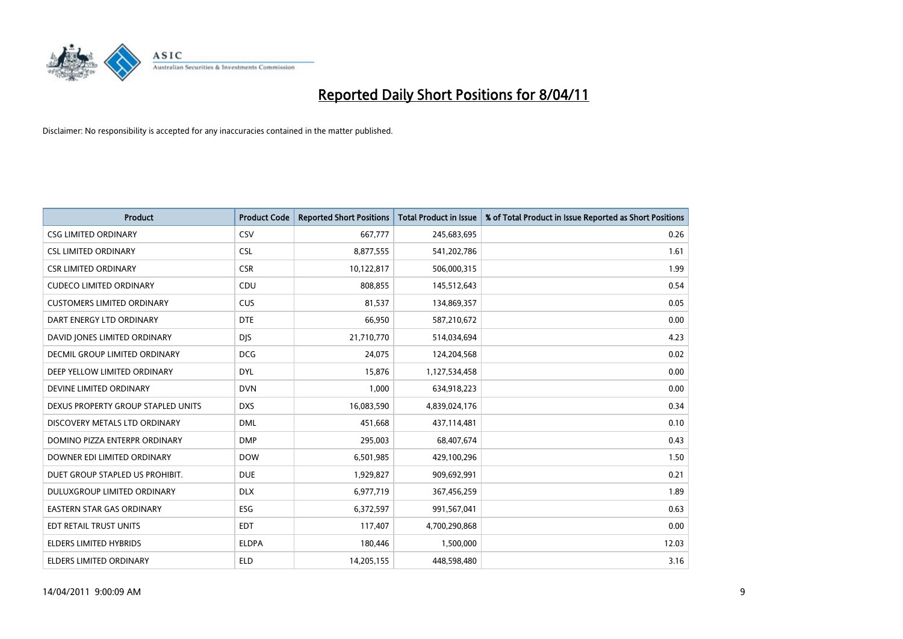# Reported Daily Short Positions for 8/04/11

Disclaimer: No responsibility is accepted for any inaccuracies contained in the matter published.

| Product | Product Code | Reported Short Positions | Total Product in Issue | % of Total Product in Issue Reported as Short Positions |
|---|---|---|---|---|
| CSG LIMITED ORDINARY | CSV | 667,777 | 245,683,695 | 0.26 |
| CSL LIMITED ORDINARY | CSL | 8,877,555 | 541,202,786 | 1.61 |
| CSR LIMITED ORDINARY | CSR | 10,122,817 | 506,000,315 | 1.99 |
| CUDECO LIMITED ORDINARY | CDU | 808,855 | 145,512,643 | 0.54 |
| CUSTOMERS LIMITED ORDINARY | CUS | 81,537 | 134,869,357 | 0.05 |
| DART ENERGY LTD ORDINARY | DTE | 66,950 | 587,210,672 | 0.00 |
| DAVID JONES LIMITED ORDINARY | DJS | 21,710,770 | 514,034,694 | 4.23 |
| DECMIL GROUP LIMITED ORDINARY | DCG | 24,075 | 124,204,568 | 0.02 |
| DEEP YELLOW LIMITED ORDINARY | DYL | 15,876 | 1,127,534,458 | 0.00 |
| DEVINE LIMITED ORDINARY | DVN | 1,000 | 634,918,223 | 0.00 |
| DEXUS PROPERTY GROUP STAPLED UNITS | DXS | 16,083,590 | 4,839,024,176 | 0.34 |
| DISCOVERY METALS LTD ORDINARY | DML | 451,668 | 437,114,481 | 0.10 |
| DOMINO PIZZA ENTERPR ORDINARY | DMP | 295,003 | 68,407,674 | 0.43 |
| DOWNER EDI LIMITED ORDINARY | DOW | 6,501,985 | 429,100,296 | 1.50 |
| DUET GROUP STAPLED US PROHIBIT. | DUE | 1,929,827 | 909,692,991 | 0.21 |
| DULUXGROUP LIMITED ORDINARY | DLX | 6,977,719 | 367,456,259 | 1.89 |
| EASTERN STAR GAS ORDINARY | ESG | 6,372,597 | 991,567,041 | 0.63 |
| EDT RETAIL TRUST UNITS | EDT | 117,407 | 4,700,290,868 | 0.00 |
| ELDERS LIMITED HYBRIDS | ELDPA | 180,446 | 1,500,000 | 12.03 |
| ELDERS LIMITED ORDINARY | ELD | 14,205,155 | 448,598,480 | 3.16 |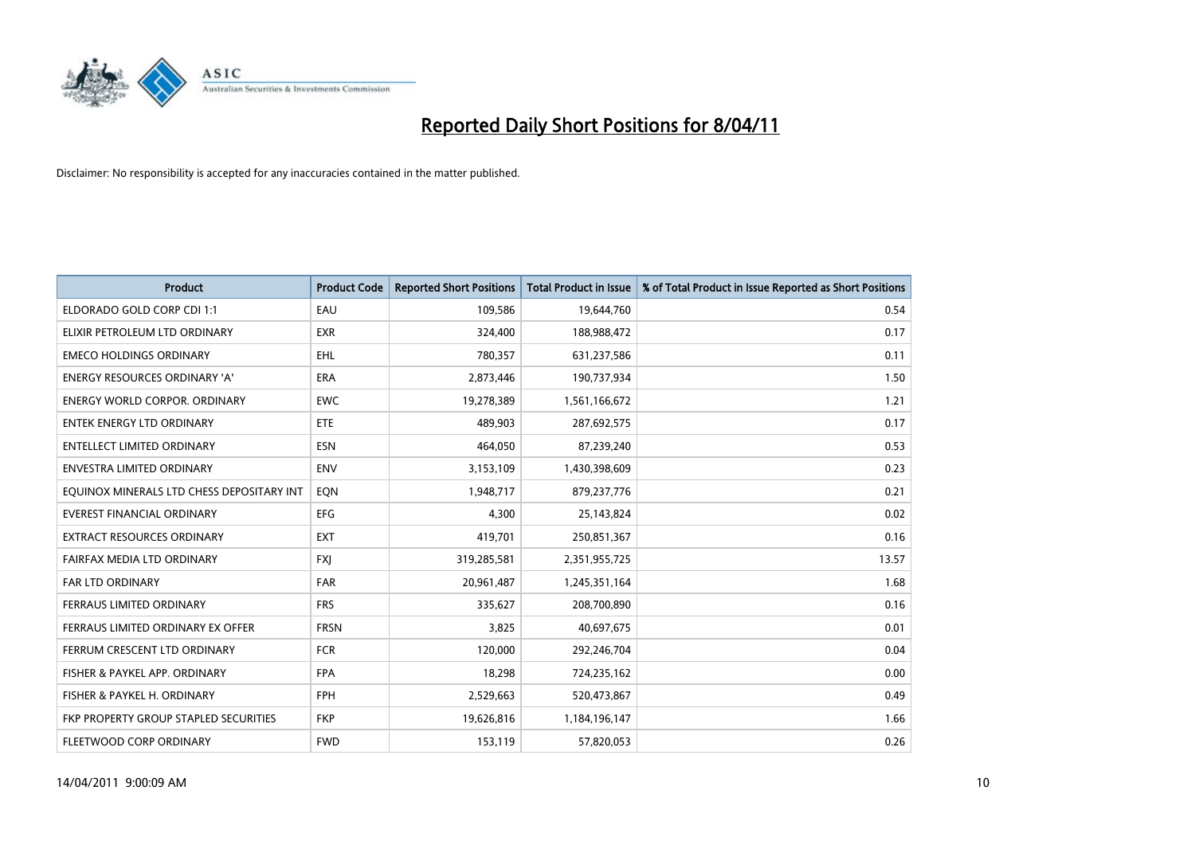# Reported Daily Short Positions for 8/04/11

Disclaimer: No responsibility is accepted for any inaccuracies contained in the matter published.

| Product | Product Code | Reported Short Positions | Total Product in Issue | % of Total Product in Issue Reported as Short Positions |
|---|---|---|---|---|
| ELDORADO GOLD CORP CDI 1:1 | EAU | 109,586 | 19,644,760 | 0.54 |
| ELIXIR PETROLEUM LTD ORDINARY | EXR | 324,400 | 188,988,472 | 0.17 |
| EMECO HOLDINGS ORDINARY | EHL | 780,357 | 631,237,586 | 0.11 |
| ENERGY RESOURCES ORDINARY 'A' | ERA | 2,873,446 | 190,737,934 | 1.50 |
| ENERGY WORLD CORPOR. ORDINARY | EWC | 19,278,389 | 1,561,166,672 | 1.21 |
| ENTEK ENERGY LTD ORDINARY | ETE | 489,903 | 287,692,575 | 0.17 |
| ENTELLECT LIMITED ORDINARY | ESN | 464,050 | 87,239,240 | 0.53 |
| ENVESTRA LIMITED ORDINARY | ENV | 3,153,109 | 1,430,398,609 | 0.23 |
| EQUINOX MINERALS LTD CHESS DEPOSITARY INT | EQN | 1,948,717 | 879,237,776 | 0.21 |
| EVEREST FINANCIAL ORDINARY | EFG | 4,300 | 25,143,824 | 0.02 |
| EXTRACT RESOURCES ORDINARY | EXT | 419,701 | 250,851,367 | 0.16 |
| FAIRFAX MEDIA LTD ORDINARY | FXJ | 319,285,581 | 2,351,955,725 | 13.57 |
| FAR LTD ORDINARY | FAR | 20,961,487 | 1,245,351,164 | 1.68 |
| FERRAUS LIMITED ORDINARY | FRS | 335,627 | 208,700,890 | 0.16 |
| FERRAUS LIMITED ORDINARY EX OFFER | FRSN | 3,825 | 40,697,675 | 0.01 |
| FERRUM CRESCENT LTD ORDINARY | FCR | 120,000 | 292,246,704 | 0.04 |
| FISHER & PAYKEL APP. ORDINARY | FPA | 18,298 | 724,235,162 | 0.00 |
| FISHER & PAYKEL H. ORDINARY | FPH | 2,529,663 | 520,473,867 | 0.49 |
| FKP PROPERTY GROUP STAPLED SECURITIES | FKP | 19,626,816 | 1,184,196,147 | 1.66 |
| FLEETWOOD CORP ORDINARY | FWD | 153,119 | 57,820,053 | 0.26 |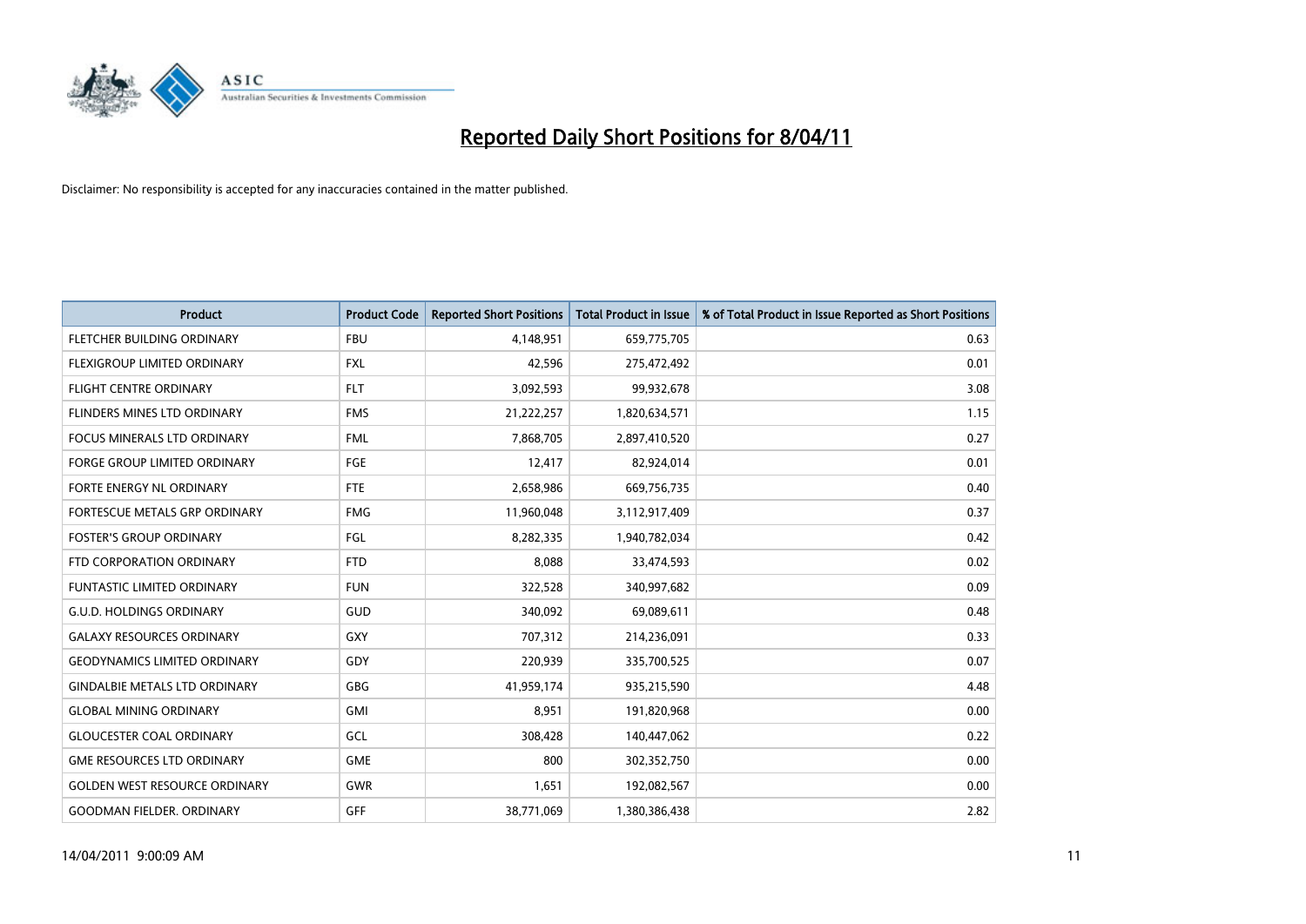# Reported Daily Short Positions for 8/04/11

Disclaimer: No responsibility is accepted for any inaccuracies contained in the matter published.

| Product | Product Code | Reported Short Positions | Total Product in Issue | % of Total Product in Issue Reported as Short Positions |
|---|---|---|---|---|
| FLETCHER BUILDING ORDINARY | FBU | 4,148,951 | 659,775,705 | 0.63 |
| FLEXIGROUP LIMITED ORDINARY | FXL | 42,596 | 275,472,492 | 0.01 |
| FLIGHT CENTRE ORDINARY | FLT | 3,092,593 | 99,932,678 | 3.08 |
| FLINDERS MINES LTD ORDINARY | FMS | 21,222,257 | 1,820,634,571 | 1.15 |
| FOCUS MINERALS LTD ORDINARY | FML | 7,868,705 | 2,897,410,520 | 0.27 |
| FORGE GROUP LIMITED ORDINARY | FGE | 12,417 | 82,924,014 | 0.01 |
| FORTE ENERGY NL ORDINARY | FTE | 2,658,986 | 669,756,735 | 0.40 |
| FORTESCUE METALS GRP ORDINARY | FMG | 11,960,048 | 3,112,917,409 | 0.37 |
| FOSTER'S GROUP ORDINARY | FGL | 8,282,335 | 1,940,782,034 | 0.42 |
| FTD CORPORATION ORDINARY | FTD | 8,088 | 33,474,593 | 0.02 |
| FUNTASTIC LIMITED ORDINARY | FUN | 322,528 | 340,997,682 | 0.09 |
| G.U.D. HOLDINGS ORDINARY | GUD | 340,092 | 69,089,611 | 0.48 |
| GALAXY RESOURCES ORDINARY | GXY | 707,312 | 214,236,091 | 0.33 |
| GEODYNAMICS LIMITED ORDINARY | GDY | 220,939 | 335,700,525 | 0.07 |
| GINDALBIE METALS LTD ORDINARY | GBG | 41,959,174 | 935,215,590 | 4.48 |
| GLOBAL MINING ORDINARY | GMI | 8,951 | 191,820,968 | 0.00 |
| GLOUCESTER COAL ORDINARY | GCL | 308,428 | 140,447,062 | 0.22 |
| GME RESOURCES LTD ORDINARY | GME | 800 | 302,352,750 | 0.00 |
| GOLDEN WEST RESOURCE ORDINARY | GWR | 1,651 | 192,082,567 | 0.00 |
| GOODMAN FIELDER. ORDINARY | GFF | 38,771,069 | 1,380,386,438 | 2.82 |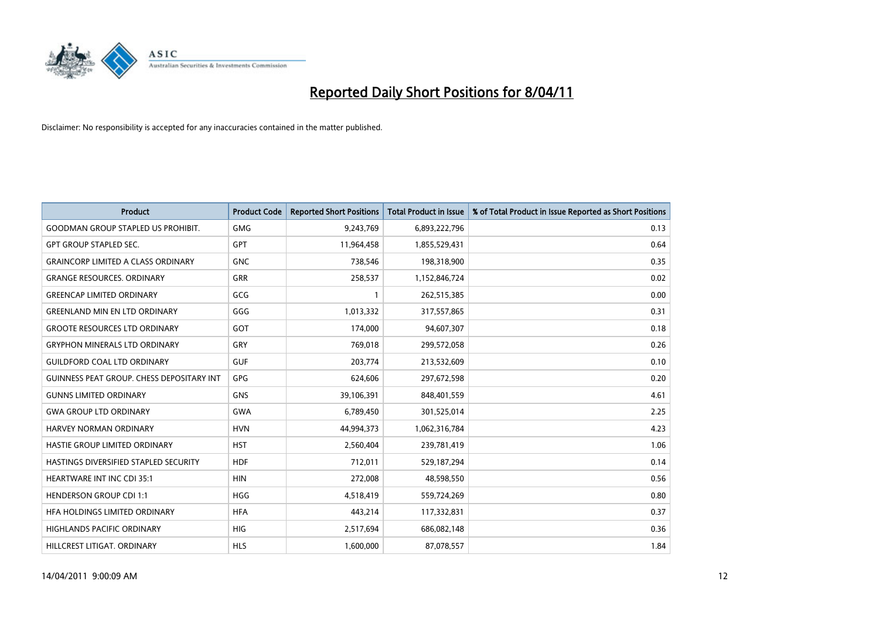# Reported Daily Short Positions for 8/04/11

Disclaimer: No responsibility is accepted for any inaccuracies contained in the matter published.

| Product | Product Code | Reported Short Positions | Total Product in Issue | % of Total Product in Issue Reported as Short Positions |
|---|---|---|---|---|
| GOODMAN GROUP STAPLED US PROHIBIT. | GMG | 9,243,769 | 6,893,222,796 | 0.13 |
| GPT GROUP STAPLED SEC. | GPT | 11,964,458 | 1,855,529,431 | 0.64 |
| GRAINCORP LIMITED A CLASS ORDINARY | GNC | 738,546 | 198,318,900 | 0.35 |
| GRANGE RESOURCES. ORDINARY | GRR | 258,537 | 1,152,846,724 | 0.02 |
| GREENCAP LIMITED ORDINARY | GCG | 1 | 262,515,385 | 0.00 |
| GREENLAND MIN EN LTD ORDINARY | GGG | 1,013,332 | 317,557,865 | 0.31 |
| GROOTE RESOURCES LTD ORDINARY | GOT | 174,000 | 94,607,307 | 0.18 |
| GRYPHON MINERALS LTD ORDINARY | GRY | 769,018 | 299,572,058 | 0.26 |
| GUILDFORD COAL LTD ORDINARY | GUF | 203,774 | 213,532,609 | 0.10 |
| GUINNESS PEAT GROUP. CHESS DEPOSITARY INT | GPG | 624,606 | 297,672,598 | 0.20 |
| GUNNS LIMITED ORDINARY | GNS | 39,106,391 | 848,401,559 | 4.61 |
| GWA GROUP LTD ORDINARY | GWA | 6,789,450 | 301,525,014 | 2.25 |
| HARVEY NORMAN ORDINARY | HVN | 44,994,373 | 1,062,316,784 | 4.23 |
| HASTIE GROUP LIMITED ORDINARY | HST | 2,560,404 | 239,781,419 | 1.06 |
| HASTINGS DIVERSIFIED STAPLED SECURITY | HDF | 712,011 | 529,187,294 | 0.14 |
| HEARTWARE INT INC CDI 35:1 | HIN | 272,008 | 48,598,550 | 0.56 |
| HENDERSON GROUP CDI 1:1 | HGG | 4,518,419 | 559,724,269 | 0.80 |
| HFA HOLDINGS LIMITED ORDINARY | HFA | 443,214 | 117,332,831 | 0.37 |
| HIGHLANDS PACIFIC ORDINARY | HIG | 2,517,694 | 686,082,148 | 0.36 |
| HILLCREST LITIGAT. ORDINARY | HLS | 1,600,000 | 87,078,557 | 1.84 |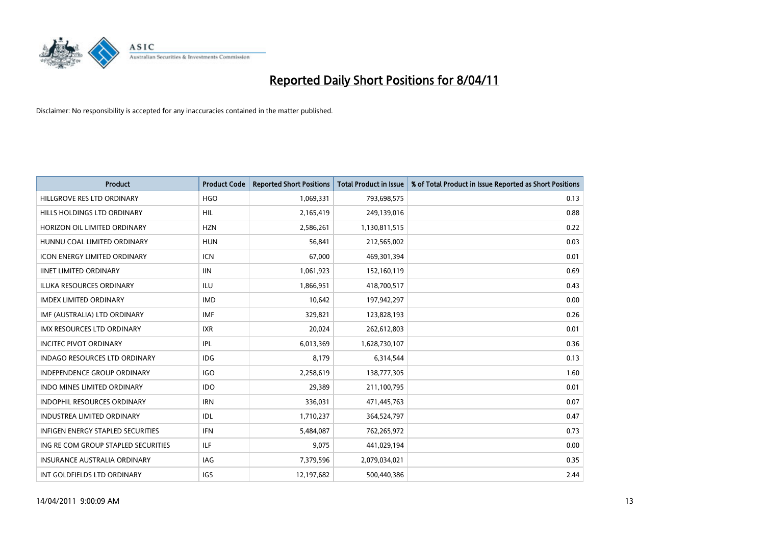# Reported Daily Short Positions for 8/04/11

Disclaimer: No responsibility is accepted for any inaccuracies contained in the matter published.

| Product | Product Code | Reported Short Positions | Total Product in Issue | % of Total Product in Issue Reported as Short Positions |
|---|---|---|---|---|
| HILLGROVE RES LTD ORDINARY | HGO | 1,069,331 | 793,698,575 | 0.13 |
| HILLS HOLDINGS LTD ORDINARY | HIL | 2,165,419 | 249,139,016 | 0.88 |
| HORIZON OIL LIMITED ORDINARY | HZN | 2,586,261 | 1,130,811,515 | 0.22 |
| HUNNU COAL LIMITED ORDINARY | HUN | 56,841 | 212,565,002 | 0.03 |
| ICON ENERGY LIMITED ORDINARY | ICN | 67,000 | 469,301,394 | 0.01 |
| IINET LIMITED ORDINARY | IIN | 1,061,923 | 152,160,119 | 0.69 |
| ILUKA RESOURCES ORDINARY | ILU | 1,866,951 | 418,700,517 | 0.43 |
| IMDEX LIMITED ORDINARY | IMD | 10,642 | 197,942,297 | 0.00 |
| IMF (AUSTRALIA) LTD ORDINARY | IMF | 329,821 | 123,828,193 | 0.26 |
| IMX RESOURCES LTD ORDINARY | IXR | 20,024 | 262,612,803 | 0.01 |
| INCITEC PIVOT ORDINARY | IPL | 6,013,369 | 1,628,730,107 | 0.36 |
| INDAGO RESOURCES LTD ORDINARY | IDG | 8,179 | 6,314,544 | 0.13 |
| INDEPENDENCE GROUP ORDINARY | IGO | 2,258,619 | 138,777,305 | 1.60 |
| INDO MINES LIMITED ORDINARY | IDO | 29,389 | 211,100,795 | 0.01 |
| INDOPHIL RESOURCES ORDINARY | IRN | 336,031 | 471,445,763 | 0.07 |
| INDUSTREA LIMITED ORDINARY | IDL | 1,710,237 | 364,524,797 | 0.47 |
| INFIGEN ENERGY STAPLED SECURITIES | IFN | 5,484,087 | 762,265,972 | 0.73 |
| ING RE COM GROUP STAPLED SECURITIES | ILF | 9,075 | 441,029,194 | 0.00 |
| INSURANCE AUSTRALIA ORDINARY | IAG | 7,379,596 | 2,079,034,021 | 0.35 |
| INT GOLDFIELDS LTD ORDINARY | IGS | 12,197,682 | 500,440,386 | 2.44 |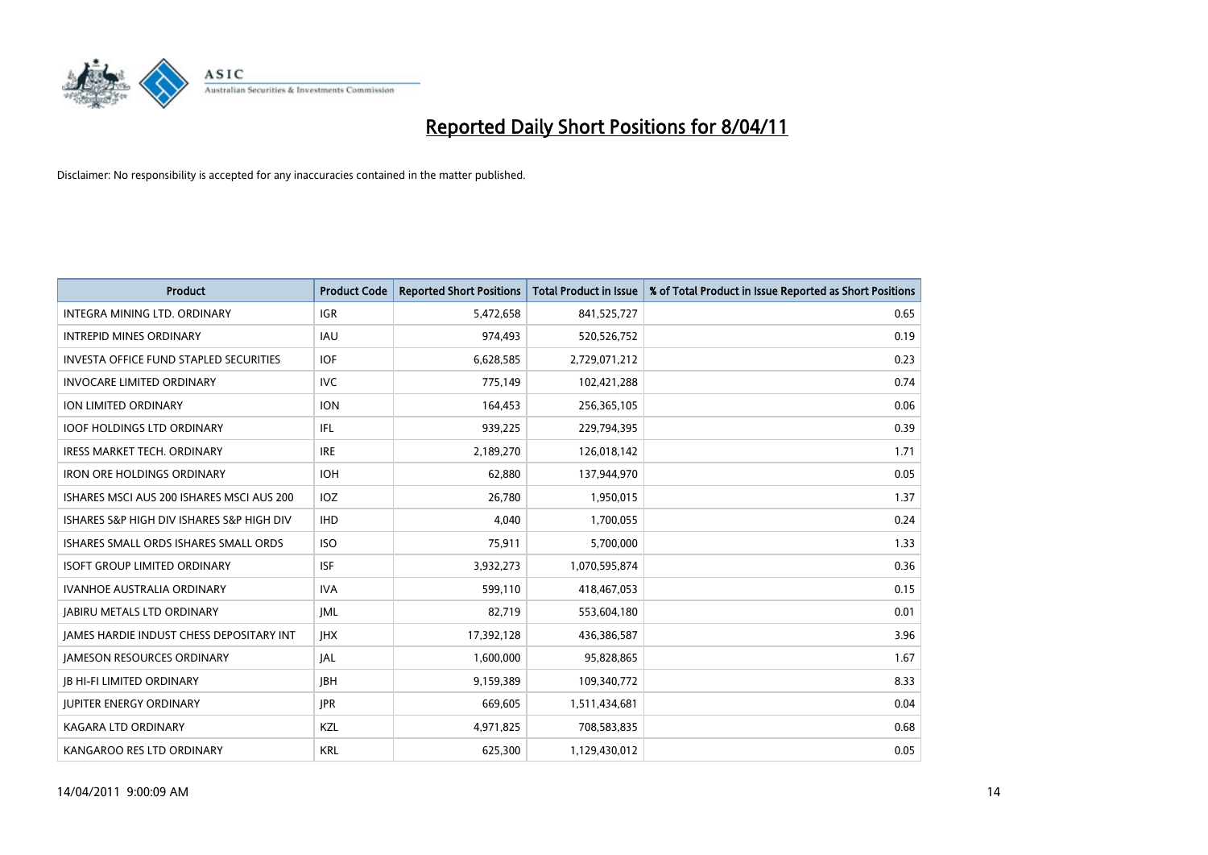# Reported Daily Short Positions for 8/04/11

Disclaimer: No responsibility is accepted for any inaccuracies contained in the matter published.

| Product | Product Code | Reported Short Positions | Total Product in Issue | % of Total Product in Issue Reported as Short Positions |
|---|---|---|---|---|
| INTEGRA MINING LTD. ORDINARY | IGR | 5,472,658 | 841,525,727 | 0.65 |
| INTREPID MINES ORDINARY | IAU | 974,493 | 520,526,752 | 0.19 |
| INVESTA OFFICE FUND STAPLED SECURITIES | IOF | 6,628,585 | 2,729,071,212 | 0.23 |
| INVOCARE LIMITED ORDINARY | IVC | 775,149 | 102,421,288 | 0.74 |
| ION LIMITED ORDINARY | ION | 164,453 | 256,365,105 | 0.06 |
| IOOF HOLDINGS LTD ORDINARY | IFL | 939,225 | 229,794,395 | 0.39 |
| IRESS MARKET TECH. ORDINARY | IRE | 2,189,270 | 126,018,142 | 1.71 |
| IRON ORE HOLDINGS ORDINARY | IOH | 62,880 | 137,944,970 | 0.05 |
| ISHARES MSCI AUS 200 ISHARES MSCI AUS 200 | IOZ | 26,780 | 1,950,015 | 1.37 |
| ISHARES S&P HIGH DIV ISHARES S&P HIGH DIV | IHD | 4,040 | 1,700,055 | 0.24 |
| ISHARES SMALL ORDS ISHARES SMALL ORDS | ISO | 75,911 | 5,700,000 | 1.33 |
| ISOFT GROUP LIMITED ORDINARY | ISF | 3,932,273 | 1,070,595,874 | 0.36 |
| IVANHOE AUSTRALIA ORDINARY | IVA | 599,110 | 418,467,053 | 0.15 |
| JABIRU METALS LTD ORDINARY | JML | 82,719 | 553,604,180 | 0.01 |
| JAMES HARDIE INDUST CHESS DEPOSITARY INT | JHX | 17,392,128 | 436,386,587 | 3.96 |
| JAMESON RESOURCES ORDINARY | JAL | 1,600,000 | 95,828,865 | 1.67 |
| JB HI-FI LIMITED ORDINARY | JBH | 9,159,389 | 109,340,772 | 8.33 |
| JUPITER ENERGY ORDINARY | JPR | 669,605 | 1,511,434,681 | 0.04 |
| KAGARA LTD ORDINARY | KZL | 4,971,825 | 708,583,835 | 0.68 |
| KANGAROO RES LTD ORDINARY | KRL | 625,300 | 1,129,430,012 | 0.05 |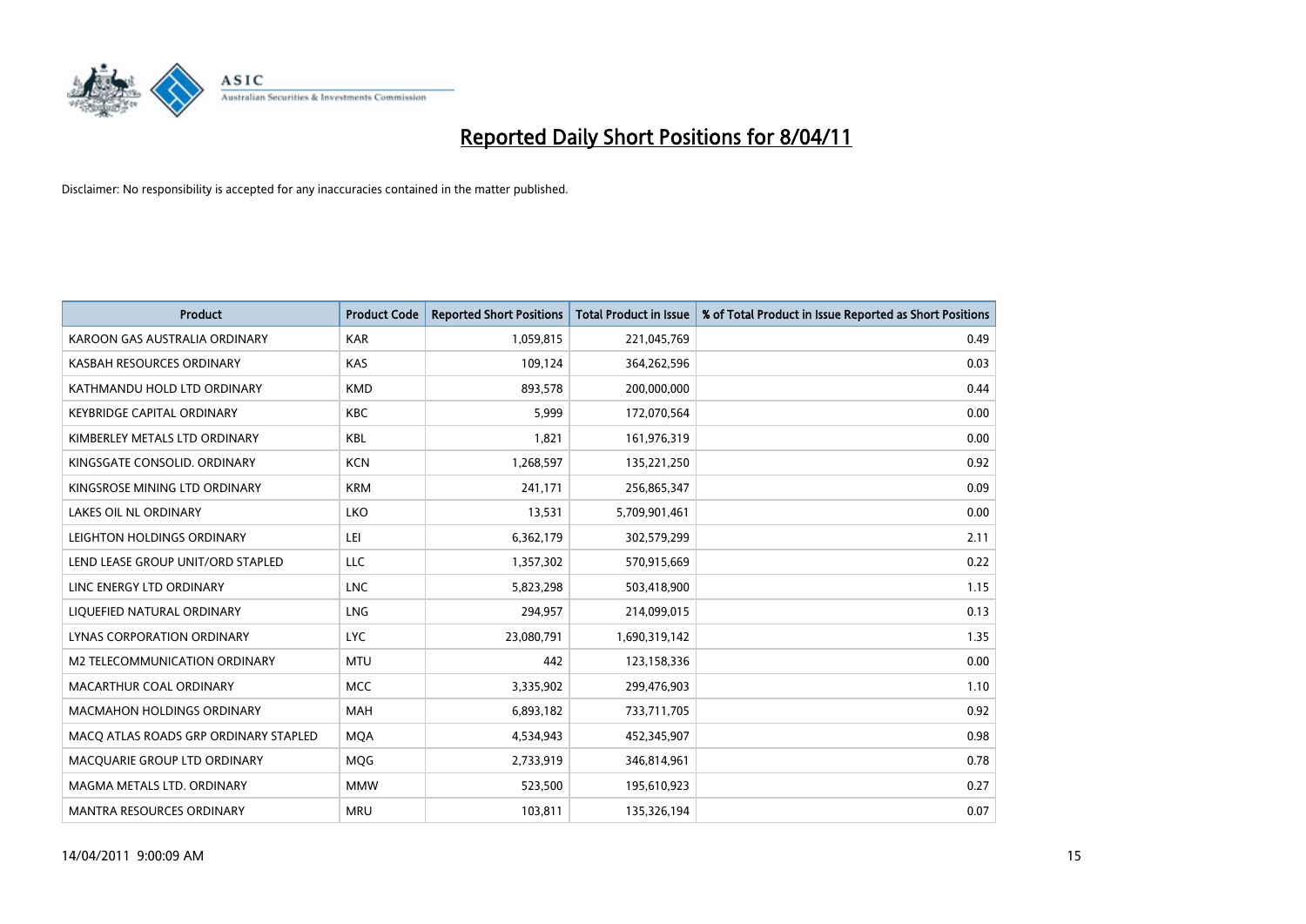# Reported Daily Short Positions for 8/04/11

Disclaimer: No responsibility is accepted for any inaccuracies contained in the matter published.

| Product | Product Code | Reported Short Positions | Total Product in Issue | % of Total Product in Issue Reported as Short Positions |
|---|---|---|---|---|
| KAROON GAS AUSTRALIA ORDINARY | KAR | 1,059,815 | 221,045,769 | 0.49 |
| KASBAH RESOURCES ORDINARY | KAS | 109,124 | 364,262,596 | 0.03 |
| KATHMANDU HOLD LTD ORDINARY | KMD | 893,578 | 200,000,000 | 0.44 |
| KEYBRIDGE CAPITAL ORDINARY | KBC | 5,999 | 172,070,564 | 0.00 |
| KIMBERLEY METALS LTD ORDINARY | KBL | 1,821 | 161,976,319 | 0.00 |
| KINGSGATE CONSOLID. ORDINARY | KCN | 1,268,597 | 135,221,250 | 0.92 |
| KINGSROSE MINING LTD ORDINARY | KRM | 241,171 | 256,865,347 | 0.09 |
| LAKES OIL NL ORDINARY | LKO | 13,531 | 5,709,901,461 | 0.00 |
| LEIGHTON HOLDINGS ORDINARY | LEI | 6,362,179 | 302,579,299 | 2.11 |
| LEND LEASE GROUP UNIT/ORD STAPLED | LLC | 1,357,302 | 570,915,669 | 0.22 |
| LINC ENERGY LTD ORDINARY | LNC | 5,823,298 | 503,418,900 | 1.15 |
| LIQUEFIED NATURAL ORDINARY | LNG | 294,957 | 214,099,015 | 0.13 |
| LYNAS CORPORATION ORDINARY | LYC | 23,080,791 | 1,690,319,142 | 1.35 |
| M2 TELECOMMUNICATION ORDINARY | MTU | 442 | 123,158,336 | 0.00 |
| MACARTHUR COAL ORDINARY | MCC | 3,335,902 | 299,476,903 | 1.10 |
| MACMAHON HOLDINGS ORDINARY | MAH | 6,893,182 | 733,711,705 | 0.92 |
| MACQ ATLAS ROADS GRP ORDINARY STAPLED | MQA | 4,534,943 | 452,345,907 | 0.98 |
| MACQUARIE GROUP LTD ORDINARY | MQG | 2,733,919 | 346,814,961 | 0.78 |
| MAGMA METALS LTD. ORDINARY | MMW | 523,500 | 195,610,923 | 0.27 |
| MANTRA RESOURCES ORDINARY | MRU | 103,811 | 135,326,194 | 0.07 |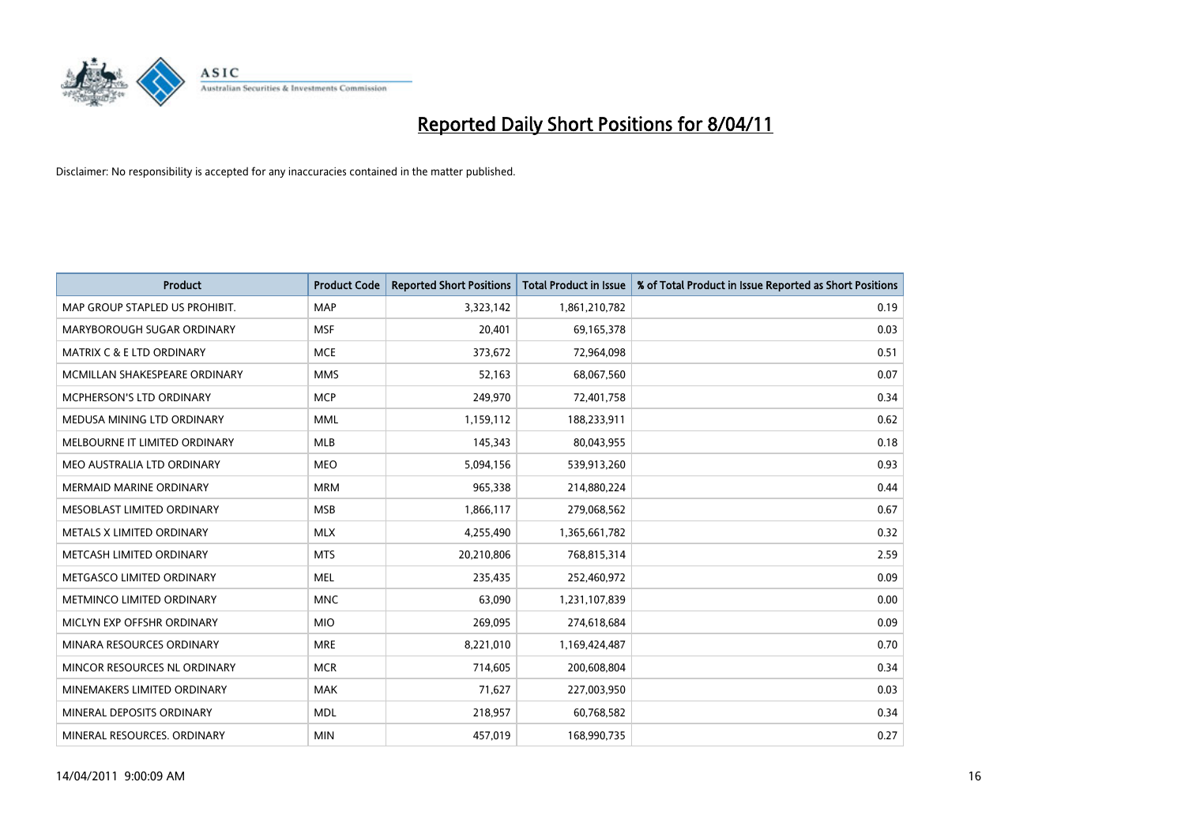# Reported Daily Short Positions for 8/04/11

Disclaimer: No responsibility is accepted for any inaccuracies contained in the matter published.

| Product | Product Code | Reported Short Positions | Total Product in Issue | % of Total Product in Issue Reported as Short Positions |
|---|---|---|---|---|
| MAP GROUP STAPLED US PROHIBIT. | MAP | 3,323,142 | 1,861,210,782 | 0.19 |
| MARYBOROUGH SUGAR ORDINARY | MSF | 20,401 | 69,165,378 | 0.03 |
| MATRIX C & E LTD ORDINARY | MCE | 373,672 | 72,964,098 | 0.51 |
| MCMILLAN SHAKESPEARE ORDINARY | MMS | 52,163 | 68,067,560 | 0.07 |
| MCPHERSON'S LTD ORDINARY | MCP | 249,970 | 72,401,758 | 0.34 |
| MEDUSA MINING LTD ORDINARY | MML | 1,159,112 | 188,233,911 | 0.62 |
| MELBOURNE IT LIMITED ORDINARY | MLB | 145,343 | 80,043,955 | 0.18 |
| MEO AUSTRALIA LTD ORDINARY | MEO | 5,094,156 | 539,913,260 | 0.93 |
| MERMAID MARINE ORDINARY | MRM | 965,338 | 214,880,224 | 0.44 |
| MESOBLAST LIMITED ORDINARY | MSB | 1,866,117 | 279,068,562 | 0.67 |
| METALS X LIMITED ORDINARY | MLX | 4,255,490 | 1,365,661,782 | 0.32 |
| METCASH LIMITED ORDINARY | MTS | 20,210,806 | 768,815,314 | 2.59 |
| METGASCO LIMITED ORDINARY | MEL | 235,435 | 252,460,972 | 0.09 |
| METMINCO LIMITED ORDINARY | MNC | 63,090 | 1,231,107,839 | 0.00 |
| MICLYN EXP OFFSHR ORDINARY | MIO | 269,095 | 274,618,684 | 0.09 |
| MINARA RESOURCES ORDINARY | MRE | 8,221,010 | 1,169,424,487 | 0.70 |
| MINCOR RESOURCES NL ORDINARY | MCR | 714,605 | 200,608,804 | 0.34 |
| MINEMAKERS LIMITED ORDINARY | MAK | 71,627 | 227,003,950 | 0.03 |
| MINERAL DEPOSITS ORDINARY | MDL | 218,957 | 60,768,582 | 0.34 |
| MINERAL RESOURCES. ORDINARY | MIN | 457,019 | 168,990,735 | 0.27 |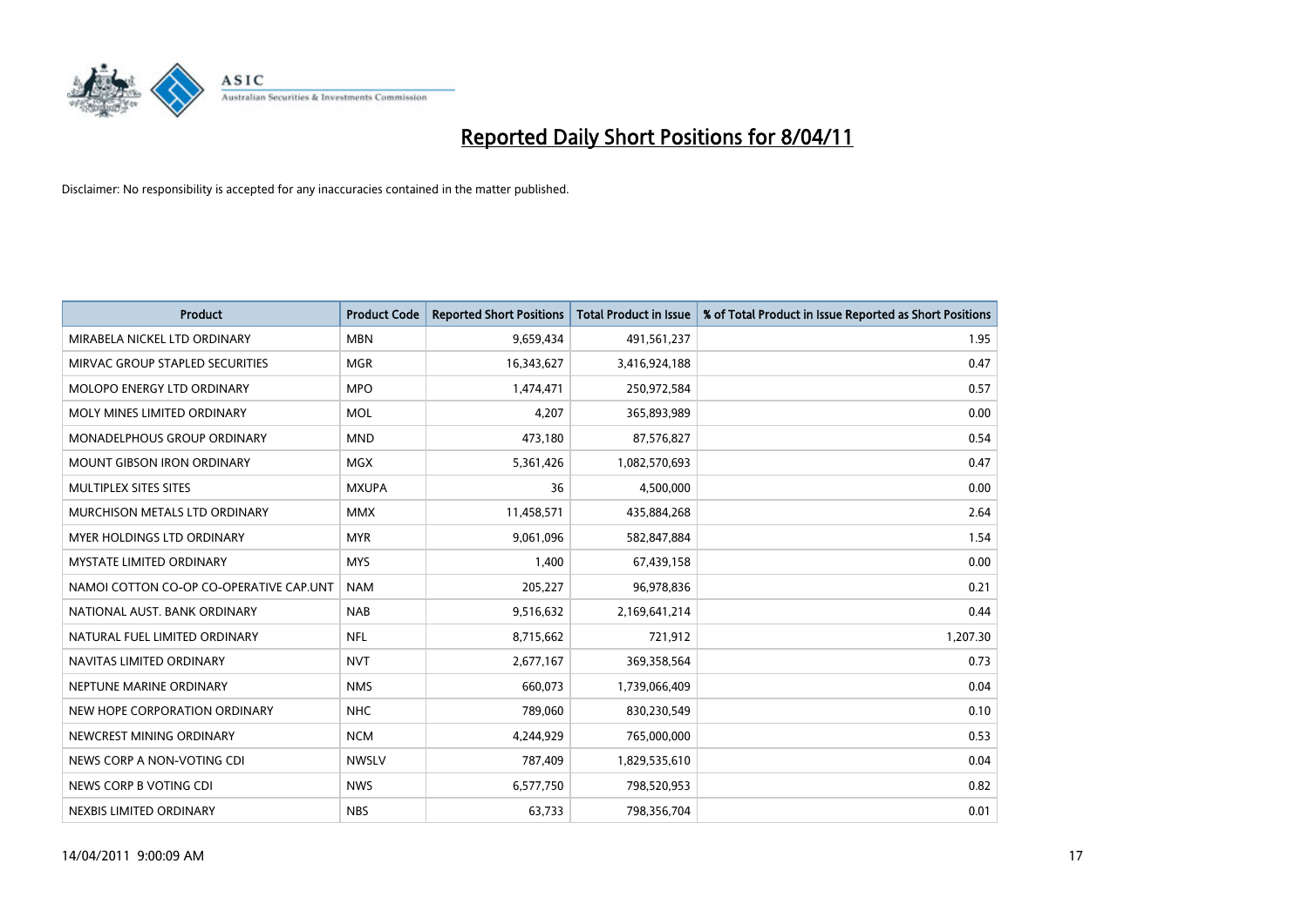# Reported Daily Short Positions for 8/04/11

Disclaimer: No responsibility is accepted for any inaccuracies contained in the matter published.

| Product | Product Code | Reported Short Positions | Total Product in Issue | % of Total Product in Issue Reported as Short Positions |
|---|---|---|---|---|
| MIRABELA NICKEL LTD ORDINARY | MBN | 9,659,434 | 491,561,237 | 1.95 |
| MIRVAC GROUP STAPLED SECURITIES | MGR | 16,343,627 | 3,416,924,188 | 0.47 |
| MOLOPO ENERGY LTD ORDINARY | MPO | 1,474,471 | 250,972,584 | 0.57 |
| MOLY MINES LIMITED ORDINARY | MOL | 4,207 | 365,893,989 | 0.00 |
| MONADELPHOUS GROUP ORDINARY | MND | 473,180 | 87,576,827 | 0.54 |
| MOUNT GIBSON IRON ORDINARY | MGX | 5,361,426 | 1,082,570,693 | 0.47 |
| MULTIPLEX SITES SITES | MXUPA | 36 | 4,500,000 | 0.00 |
| MURCHISON METALS LTD ORDINARY | MMX | 11,458,571 | 435,884,268 | 2.64 |
| MYER HOLDINGS LTD ORDINARY | MYR | 9,061,096 | 582,847,884 | 1.54 |
| MYSTATE LIMITED ORDINARY | MYS | 1,400 | 67,439,158 | 0.00 |
| NAMOI COTTON CO-OP CO-OPERATIVE CAP.UNT | NAM | 205,227 | 96,978,836 | 0.21 |
| NATIONAL AUST. BANK ORDINARY | NAB | 9,516,632 | 2,169,641,214 | 0.44 |
| NATURAL FUEL LIMITED ORDINARY | NFL | 8,715,662 | 721,912 | 1,207.30 |
| NAVITAS LIMITED ORDINARY | NVT | 2,677,167 | 369,358,564 | 0.73 |
| NEPTUNE MARINE ORDINARY | NMS | 660,073 | 1,739,066,409 | 0.04 |
| NEW HOPE CORPORATION ORDINARY | NHC | 789,060 | 830,230,549 | 0.10 |
| NEWCREST MINING ORDINARY | NCM | 4,244,929 | 765,000,000 | 0.53 |
| NEWS CORP A NON-VOTING CDI | NWSLV | 787,409 | 1,829,535,610 | 0.04 |
| NEWS CORP B VOTING CDI | NWS | 6,577,750 | 798,520,953 | 0.82 |
| NEXBIS LIMITED ORDINARY | NBS | 63,733 | 798,356,704 | 0.01 |

14/04/2011 9:00:09 AM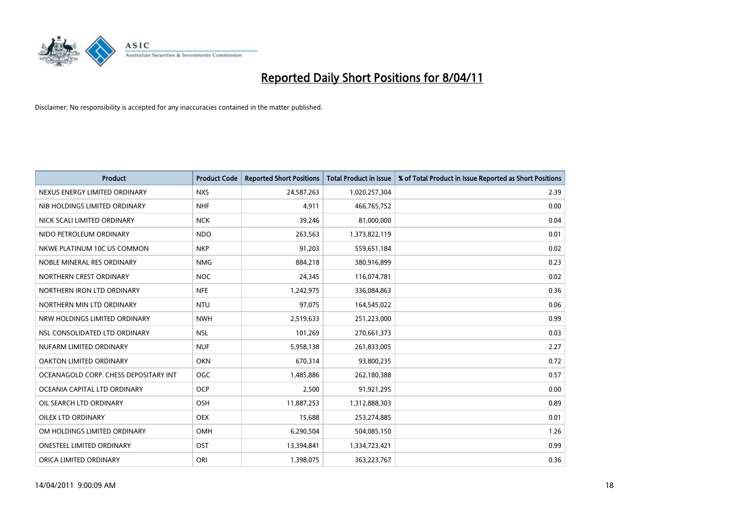# Reported Daily Short Positions for 8/04/11

Disclaimer: No responsibility is accepted for any inaccuracies contained in the matter published.

| Product | Product Code | Reported Short Positions | Total Product in Issue | % of Total Product in Issue Reported as Short Positions |
|---|---|---|---|---|
| NEXUS ENERGY LIMITED ORDINARY | NXS | 24,587,263 | 1,020,257,304 | 2.39 |
| NIB HOLDINGS LIMITED ORDINARY | NHF | 4,911 | 466,765,752 | 0.00 |
| NICK SCALI LIMITED ORDINARY | NCK | 39,246 | 81,000,000 | 0.04 |
| NIDO PETROLEUM ORDINARY | NDO | 263,563 | 1,373,822,119 | 0.01 |
| NKWE PLATINUM 10C US COMMON | NKP | 91,203 | 559,651,184 | 0.02 |
| NOBLE MINERAL RES ORDINARY | NMG | 884,218 | 380,916,899 | 0.23 |
| NORTHERN CREST ORDINARY | NOC | 24,345 | 116,074,781 | 0.02 |
| NORTHERN IRON LTD ORDINARY | NFE | 1,242,975 | 336,084,863 | 0.36 |
| NORTHERN MIN LTD ORDINARY | NTU | 97,075 | 164,545,022 | 0.06 |
| NRW HOLDINGS LIMITED ORDINARY | NWH | 2,519,633 | 251,223,000 | 0.99 |
| NSL CONSOLIDATED LTD ORDINARY | NSL | 101,269 | 270,661,373 | 0.03 |
| NUFARM LIMITED ORDINARY | NUF | 5,958,138 | 261,833,005 | 2.27 |
| OAKTON LIMITED ORDINARY | OKN | 670,314 | 93,800,235 | 0.72 |
| OCEANAGOLD CORP. CHESS DEPOSITARY INT | OGC | 1,485,886 | 262,180,388 | 0.57 |
| OCEANIA CAPITAL LTD ORDINARY | OCP | 2,500 | 91,921,295 | 0.00 |
| OIL SEARCH LTD ORDINARY | OSH | 11,887,253 | 1,312,888,303 | 0.89 |
| OILEX LTD ORDINARY | OEX | 15,688 | 253,274,885 | 0.01 |
| OM HOLDINGS LIMITED ORDINARY | OMH | 6,290,504 | 504,085,150 | 1.26 |
| ONESTEEL LIMITED ORDINARY | OST | 13,394,841 | 1,334,723,421 | 0.99 |
| ORICA LIMITED ORDINARY | ORI | 1,398,075 | 363,223,767 | 0.36 |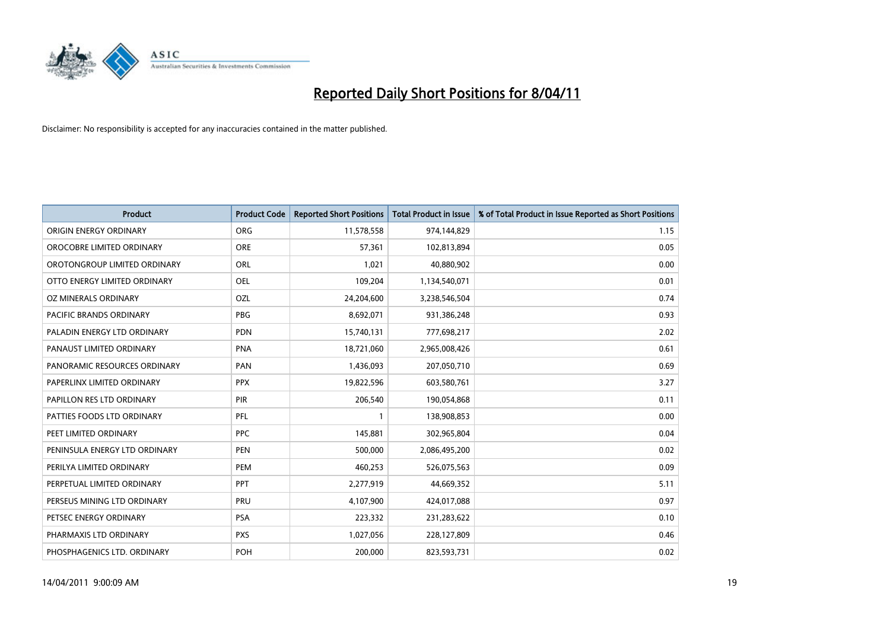# Reported Daily Short Positions for 8/04/11

Disclaimer: No responsibility is accepted for any inaccuracies contained in the matter published.

| Product | Product Code | Reported Short Positions | Total Product in Issue | % of Total Product in Issue Reported as Short Positions |
|---|---|---|---|---|
| ORIGIN ENERGY ORDINARY | ORG | 11,578,558 | 974,144,829 | 1.15 |
| OROCOBRE LIMITED ORDINARY | ORE | 57,361 | 102,813,894 | 0.05 |
| OROTONGROUP LIMITED ORDINARY | ORL | 1,021 | 40,880,902 | 0.00 |
| OTTO ENERGY LIMITED ORDINARY | OEL | 109,204 | 1,134,540,071 | 0.01 |
| OZ MINERALS ORDINARY | OZL | 24,204,600 | 3,238,546,504 | 0.74 |
| PACIFIC BRANDS ORDINARY | PBG | 8,692,071 | 931,386,248 | 0.93 |
| PALADIN ENERGY LTD ORDINARY | PDN | 15,740,131 | 777,698,217 | 2.02 |
| PANAUST LIMITED ORDINARY | PNA | 18,721,060 | 2,965,008,426 | 0.61 |
| PANORAMIC RESOURCES ORDINARY | PAN | 1,436,093 | 207,050,710 | 0.69 |
| PAPERLINX LIMITED ORDINARY | PPX | 19,822,596 | 603,580,761 | 3.27 |
| PAPILLON RES LTD ORDINARY | PIR | 206,540 | 190,054,868 | 0.11 |
| PATTIES FOODS LTD ORDINARY | PFL | 1 | 138,908,853 | 0.00 |
| PEET LIMITED ORDINARY | PPC | 145,881 | 302,965,804 | 0.04 |
| PENINSULA ENERGY LTD ORDINARY | PEN | 500,000 | 2,086,495,200 | 0.02 |
| PERILYA LIMITED ORDINARY | PEM | 460,253 | 526,075,563 | 0.09 |
| PERPETUAL LIMITED ORDINARY | PPT | 2,277,919 | 44,669,352 | 5.11 |
| PERSEUS MINING LTD ORDINARY | PRU | 4,107,900 | 424,017,088 | 0.97 |
| PETSEC ENERGY ORDINARY | PSA | 223,332 | 231,283,622 | 0.10 |
| PHARMAXIS LTD ORDINARY | PXS | 1,027,056 | 228,127,809 | 0.46 |
| PHOSPHAGENICS LTD. ORDINARY | POH | 200,000 | 823,593,731 | 0.02 |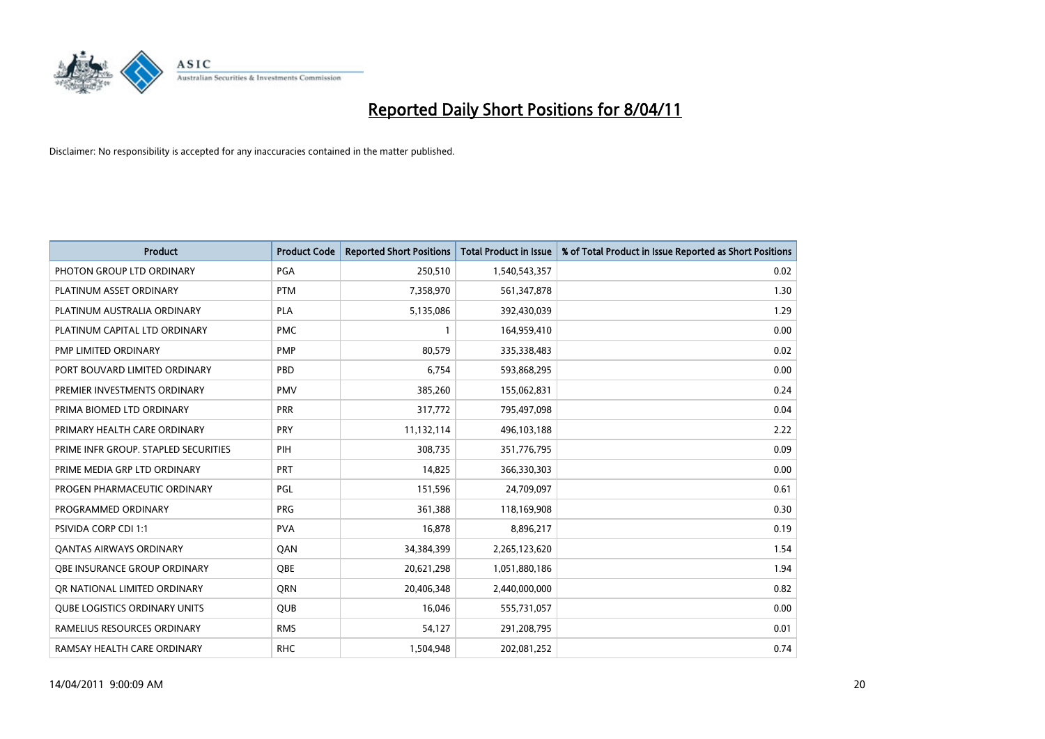# Reported Daily Short Positions for 8/04/11

Disclaimer: No responsibility is accepted for any inaccuracies contained in the matter published.

| Product | Product Code | Reported Short Positions | Total Product in Issue | % of Total Product in Issue Reported as Short Positions |
|---|---|---|---|---|
| PHOTON GROUP LTD ORDINARY | PGA | 250,510 | 1,540,543,357 | 0.02 |
| PLATINUM ASSET ORDINARY | PTM | 7,358,970 | 561,347,878 | 1.30 |
| PLATINUM AUSTRALIA ORDINARY | PLA | 5,135,086 | 392,430,039 | 1.29 |
| PLATINUM CAPITAL LTD ORDINARY | PMC | 1 | 164,959,410 | 0.00 |
| PMP LIMITED ORDINARY | PMP | 80,579 | 335,338,483 | 0.02 |
| PORT BOUVARD LIMITED ORDINARY | PBD | 6,754 | 593,868,295 | 0.00 |
| PREMIER INVESTMENTS ORDINARY | PMV | 385,260 | 155,062,831 | 0.24 |
| PRIMA BIOMED LTD ORDINARY | PRR | 317,772 | 795,497,098 | 0.04 |
| PRIMARY HEALTH CARE ORDINARY | PRY | 11,132,114 | 496,103,188 | 2.22 |
| PRIME INFR GROUP. STAPLED SECURITIES | PIH | 308,735 | 351,776,795 | 0.09 |
| PRIME MEDIA GRP LTD ORDINARY | PRT | 14,825 | 366,330,303 | 0.00 |
| PROGEN PHARMACEUTIC ORDINARY | PGL | 151,596 | 24,709,097 | 0.61 |
| PROGRAMMED ORDINARY | PRG | 361,388 | 118,169,908 | 0.30 |
| PSIVIDA CORP CDI 1:1 | PVA | 16,878 | 8,896,217 | 0.19 |
| QANTAS AIRWAYS ORDINARY | QAN | 34,384,399 | 2,265,123,620 | 1.54 |
| QBE INSURANCE GROUP ORDINARY | QBE | 20,621,298 | 1,051,880,186 | 1.94 |
| QR NATIONAL LIMITED ORDINARY | QRN | 20,406,348 | 2,440,000,000 | 0.82 |
| QUBE LOGISTICS ORDINARY UNITS | QUB | 16,046 | 555,731,057 | 0.00 |
| RAMELIUS RESOURCES ORDINARY | RMS | 54,127 | 291,208,795 | 0.01 |
| RAMSAY HEALTH CARE ORDINARY | RHC | 1,504,948 | 202,081,252 | 0.74 |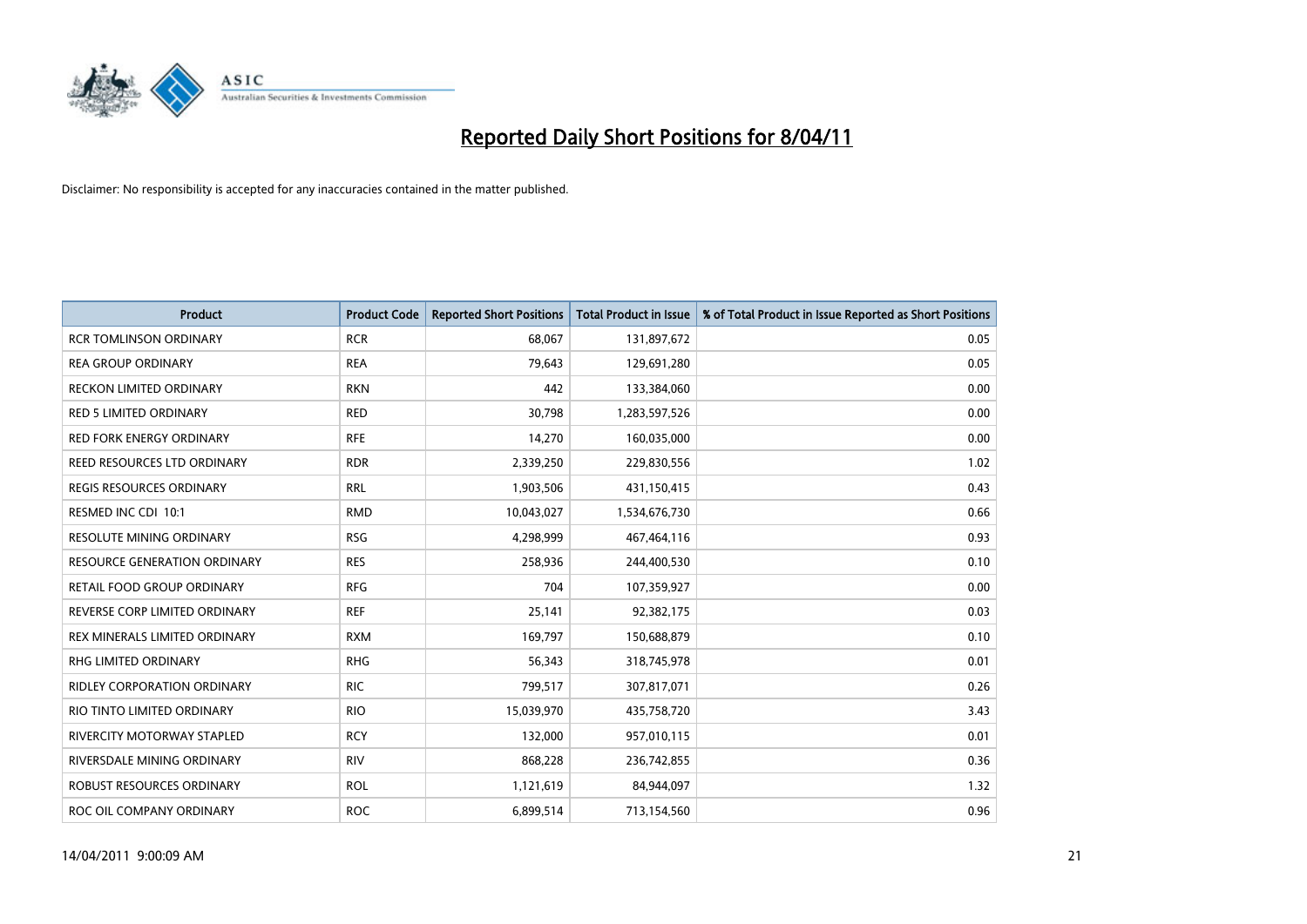# Reported Daily Short Positions for 8/04/11

Disclaimer: No responsibility is accepted for any inaccuracies contained in the matter published.

| Product | Product Code | Reported Short Positions | Total Product in Issue | % of Total Product in Issue Reported as Short Positions |
|---|---|---|---|---|
| RCR TOMLINSON ORDINARY | RCR | 68,067 | 131,897,672 | 0.05 |
| REA GROUP ORDINARY | REA | 79,643 | 129,691,280 | 0.05 |
| RECKON LIMITED ORDINARY | RKN | 442 | 133,384,060 | 0.00 |
| RED 5 LIMITED ORDINARY | RED | 30,798 | 1,283,597,526 | 0.00 |
| RED FORK ENERGY ORDINARY | RFE | 14,270 | 160,035,000 | 0.00 |
| REED RESOURCES LTD ORDINARY | RDR | 2,339,250 | 229,830,556 | 1.02 |
| REGIS RESOURCES ORDINARY | RRL | 1,903,506 | 431,150,415 | 0.43 |
| RESMED INC CDI 10:1 | RMD | 10,043,027 | 1,534,676,730 | 0.66 |
| RESOLUTE MINING ORDINARY | RSG | 4,298,999 | 467,464,116 | 0.93 |
| RESOURCE GENERATION ORDINARY | RES | 258,936 | 244,400,530 | 0.10 |
| RETAIL FOOD GROUP ORDINARY | RFG | 704 | 107,359,927 | 0.00 |
| REVERSE CORP LIMITED ORDINARY | REF | 25,141 | 92,382,175 | 0.03 |
| REX MINERALS LIMITED ORDINARY | RXM | 169,797 | 150,688,879 | 0.10 |
| RHG LIMITED ORDINARY | RHG | 56,343 | 318,745,978 | 0.01 |
| RIDLEY CORPORATION ORDINARY | RIC | 799,517 | 307,817,071 | 0.26 |
| RIO TINTO LIMITED ORDINARY | RIO | 15,039,970 | 435,758,720 | 3.43 |
| RIVERCITY MOTORWAY STAPLED | RCY | 132,000 | 957,010,115 | 0.01 |
| RIVERSDALE MINING ORDINARY | RIV | 868,228 | 236,742,855 | 0.36 |
| ROBUST RESOURCES ORDINARY | ROL | 1,121,619 | 84,944,097 | 1.32 |
| ROC OIL COMPANY ORDINARY | ROC | 6,899,514 | 713,154,560 | 0.96 |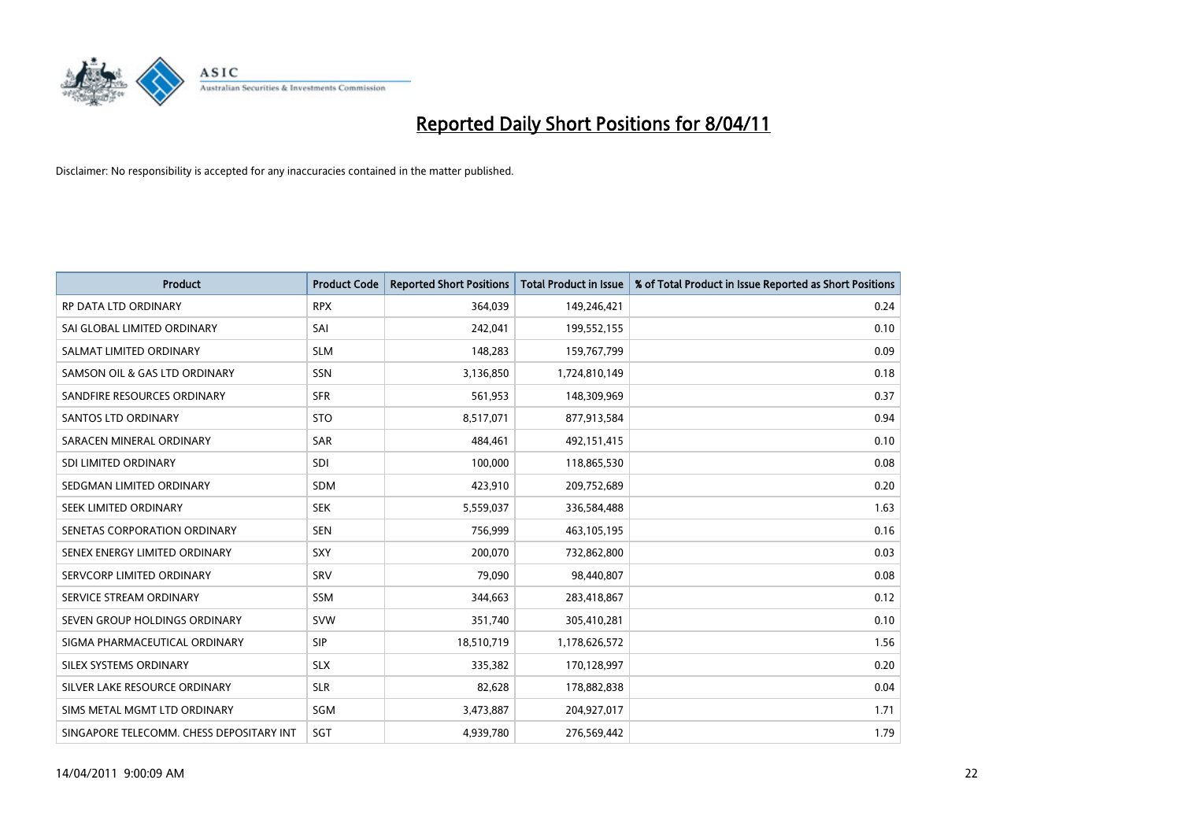# Reported Daily Short Positions for 8/04/11

Disclaimer: No responsibility is accepted for any inaccuracies contained in the matter published.

| Product | Product Code | Reported Short Positions | Total Product in Issue | % of Total Product in Issue Reported as Short Positions |
|---|---|---|---|---|
| RP DATA LTD ORDINARY | RPX | 364,039 | 149,246,421 | 0.24 |
| SAI GLOBAL LIMITED ORDINARY | SAI | 242,041 | 199,552,155 | 0.10 |
| SALMAT LIMITED ORDINARY | SLM | 148,283 | 159,767,799 | 0.09 |
| SAMSON OIL & GAS LTD ORDINARY | SSN | 3,136,850 | 1,724,810,149 | 0.18 |
| SANDFIRE RESOURCES ORDINARY | SFR | 561,953 | 148,309,969 | 0.37 |
| SANTOS LTD ORDINARY | STO | 8,517,071 | 877,913,584 | 0.94 |
| SARACEN MINERAL ORDINARY | SAR | 484,461 | 492,151,415 | 0.10 |
| SDI LIMITED ORDINARY | SDI | 100,000 | 118,865,530 | 0.08 |
| SEDGMAN LIMITED ORDINARY | SDM | 423,910 | 209,752,689 | 0.20 |
| SEEK LIMITED ORDINARY | SEK | 5,559,037 | 336,584,488 | 1.63 |
| SENETAS CORPORATION ORDINARY | SEN | 756,999 | 463,105,195 | 0.16 |
| SENEX ENERGY LIMITED ORDINARY | SXY | 200,070 | 732,862,800 | 0.03 |
| SERVCORP LIMITED ORDINARY | SRV | 79,090 | 98,440,807 | 0.08 |
| SERVICE STREAM ORDINARY | SSM | 344,663 | 283,418,867 | 0.12 |
| SEVEN GROUP HOLDINGS ORDINARY | SVW | 351,740 | 305,410,281 | 0.10 |
| SIGMA PHARMACEUTICAL ORDINARY | SIP | 18,510,719 | 1,178,626,572 | 1.56 |
| SILEX SYSTEMS ORDINARY | SLX | 335,382 | 170,128,997 | 0.20 |
| SILVER LAKE RESOURCE ORDINARY | SLR | 82,628 | 178,882,838 | 0.04 |
| SIMS METAL MGMT LTD ORDINARY | SGM | 3,473,887 | 204,927,017 | 1.71 |
| SINGAPORE TELECOMM. CHESS DEPOSITARY INT | SGT | 4,939,780 | 276,569,442 | 1.79 |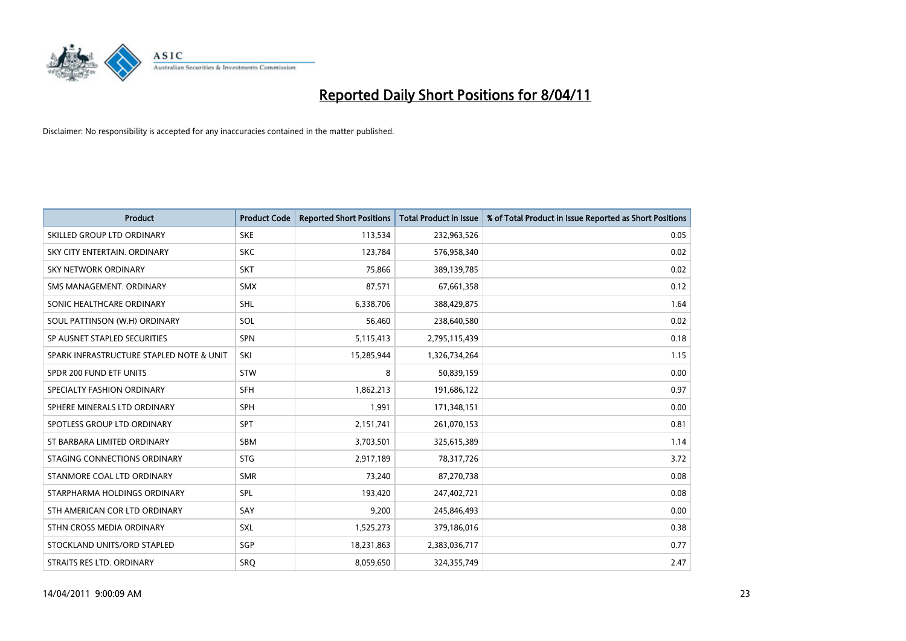# Reported Daily Short Positions for 8/04/11

Disclaimer: No responsibility is accepted for any inaccuracies contained in the matter published.

| Product | Product Code | Reported Short Positions | Total Product in Issue | % of Total Product in Issue Reported as Short Positions |
|---|---|---|---|---|
| SKILLED GROUP LTD ORDINARY | SKE | 113,534 | 232,963,526 | 0.05 |
| SKY CITY ENTERTAIN. ORDINARY | SKC | 123,784 | 576,958,340 | 0.02 |
| SKY NETWORK ORDINARY | SKT | 75,866 | 389,139,785 | 0.02 |
| SMS MANAGEMENT. ORDINARY | SMX | 87,571 | 67,661,358 | 0.12 |
| SONIC HEALTHCARE ORDINARY | SHL | 6,338,706 | 388,429,875 | 1.64 |
| SOUL PATTINSON (W.H) ORDINARY | SOL | 56,460 | 238,640,580 | 0.02 |
| SP AUSNET STAPLED SECURITIES | SPN | 5,115,413 | 2,795,115,439 | 0.18 |
| SPARK INFRASTRUCTURE STAPLED NOTE & UNIT | SKI | 15,285,944 | 1,326,734,264 | 1.15 |
| SPDR 200 FUND ETF UNITS | STW | 8 | 50,839,159 | 0.00 |
| SPECIALTY FASHION ORDINARY | SFH | 1,862,213 | 191,686,122 | 0.97 |
| SPHERE MINERALS LTD ORDINARY | SPH | 1,991 | 171,348,151 | 0.00 |
| SPOTLESS GROUP LTD ORDINARY | SPT | 2,151,741 | 261,070,153 | 0.81 |
| ST BARBARA LIMITED ORDINARY | SBM | 3,703,501 | 325,615,389 | 1.14 |
| STAGING CONNECTIONS ORDINARY | STG | 2,917,189 | 78,317,726 | 3.72 |
| STANMORE COAL LTD ORDINARY | SMR | 73,240 | 87,270,738 | 0.08 |
| STARPHARMA HOLDINGS ORDINARY | SPL | 193,420 | 247,402,721 | 0.08 |
| STH AMERICAN COR LTD ORDINARY | SAY | 9,200 | 245,846,493 | 0.00 |
| STHN CROSS MEDIA ORDINARY | SXL | 1,525,273 | 379,186,016 | 0.38 |
| STOCKLAND UNITS/ORD STAPLED | SGP | 18,231,863 | 2,383,036,717 | 0.77 |
| STRAITS RES LTD. ORDINARY | SRQ | 8,059,650 | 324,355,749 | 2.47 |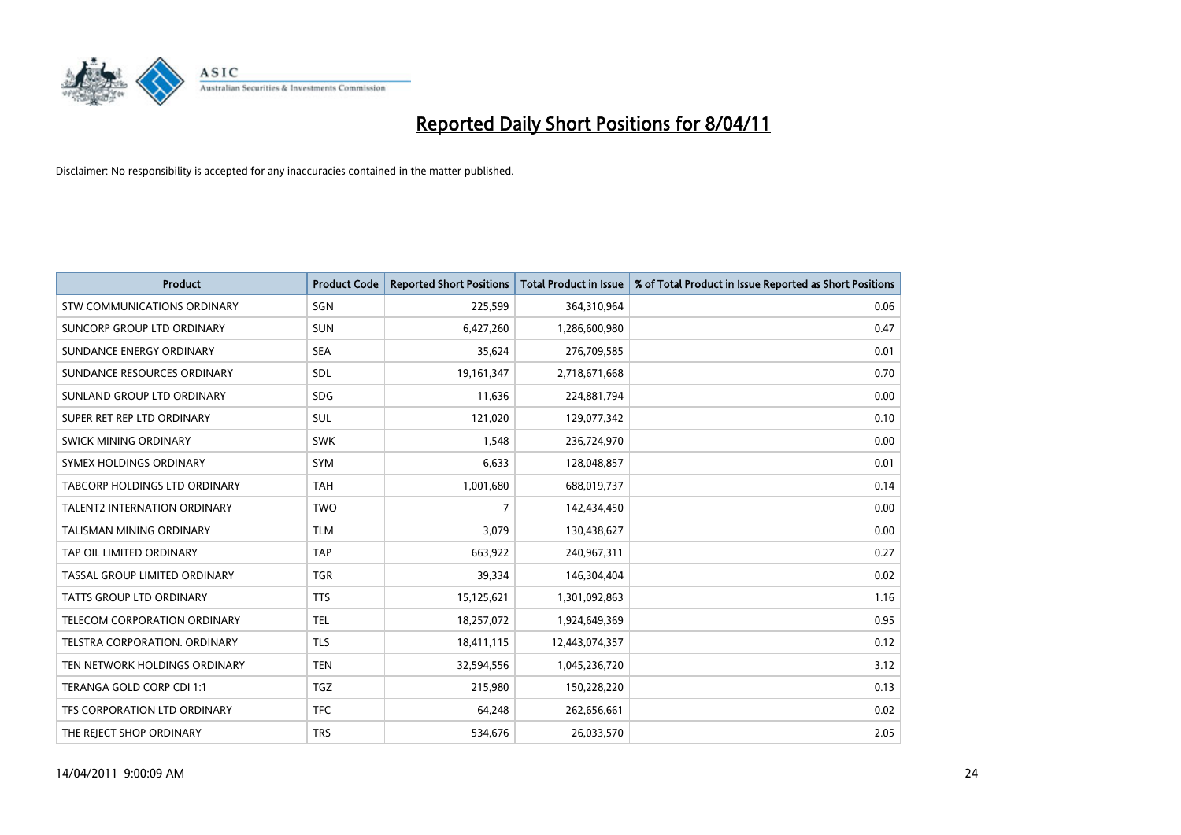# Reported Daily Short Positions for 8/04/11

Disclaimer: No responsibility is accepted for any inaccuracies contained in the matter published.

| Product | Product Code | Reported Short Positions | Total Product in Issue | % of Total Product in Issue Reported as Short Positions |
|---|---|---|---|---|
| STW COMMUNICATIONS ORDINARY | SGN | 225,599 | 364,310,964 | 0.06 |
| SUNCORP GROUP LTD ORDINARY | SUN | 6,427,260 | 1,286,600,980 | 0.47 |
| SUNDANCE ENERGY ORDINARY | SEA | 35,624 | 276,709,585 | 0.01 |
| SUNDANCE RESOURCES ORDINARY | SDL | 19,161,347 | 2,718,671,668 | 0.70 |
| SUNLAND GROUP LTD ORDINARY | SDG | 11,636 | 224,881,794 | 0.00 |
| SUPER RET REP LTD ORDINARY | SUL | 121,020 | 129,077,342 | 0.10 |
| SWICK MINING ORDINARY | SWK | 1,548 | 236,724,970 | 0.00 |
| SYMEX HOLDINGS ORDINARY | SYM | 6,633 | 128,048,857 | 0.01 |
| TABCORP HOLDINGS LTD ORDINARY | TAH | 1,001,680 | 688,019,737 | 0.14 |
| TALENT2 INTERNATION ORDINARY | TWO | 7 | 142,434,450 | 0.00 |
| TALISMAN MINING ORDINARY | TLM | 3,079 | 130,438,627 | 0.00 |
| TAP OIL LIMITED ORDINARY | TAP | 663,922 | 240,967,311 | 0.27 |
| TASSAL GROUP LIMITED ORDINARY | TGR | 39,334 | 146,304,404 | 0.02 |
| TATTS GROUP LTD ORDINARY | TTS | 15,125,621 | 1,301,092,863 | 1.16 |
| TELECOM CORPORATION ORDINARY | TEL | 18,257,072 | 1,924,649,369 | 0.95 |
| TELSTRA CORPORATION. ORDINARY | TLS | 18,411,115 | 12,443,074,357 | 0.12 |
| TEN NETWORK HOLDINGS ORDINARY | TEN | 32,594,556 | 1,045,236,720 | 3.12 |
| TERANGA GOLD CORP CDI 1:1 | TGZ | 215,980 | 150,228,220 | 0.13 |
| TFS CORPORATION LTD ORDINARY | TFC | 64,248 | 262,656,661 | 0.02 |
| THE REJECT SHOP ORDINARY | TRS | 534,676 | 26,033,570 | 2.05 |

14/04/2011 9:00:09 AM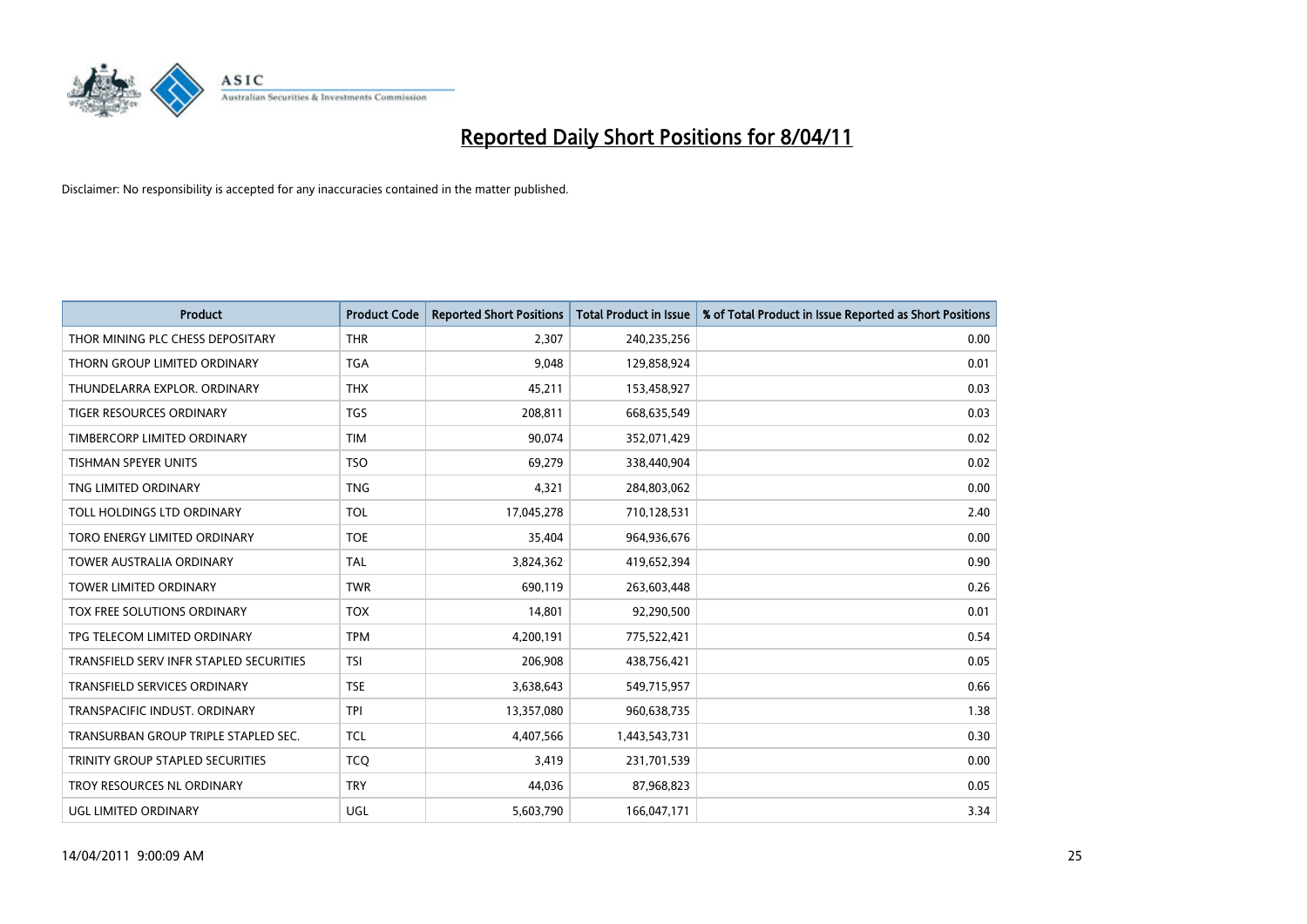# Reported Daily Short Positions for 8/04/11

Disclaimer: No responsibility is accepted for any inaccuracies contained in the matter published.

| Product | Product Code | Reported Short Positions | Total Product in Issue | % of Total Product in Issue Reported as Short Positions |
|---|---|---|---|---|
| THOR MINING PLC CHESS DEPOSITARY | THR | 2,307 | 240,235,256 | 0.00 |
| THORN GROUP LIMITED ORDINARY | TGA | 9,048 | 129,858,924 | 0.01 |
| THUNDELARRA EXPLOR. ORDINARY | THX | 45,211 | 153,458,927 | 0.03 |
| TIGER RESOURCES ORDINARY | TGS | 208,811 | 668,635,549 | 0.03 |
| TIMBERCORP LIMITED ORDINARY | TIM | 90,074 | 352,071,429 | 0.02 |
| TISHMAN SPEYER UNITS | TSO | 69,279 | 338,440,904 | 0.02 |
| TNG LIMITED ORDINARY | TNG | 4,321 | 284,803,062 | 0.00 |
| TOLL HOLDINGS LTD ORDINARY | TOL | 17,045,278 | 710,128,531 | 2.40 |
| TORO ENERGY LIMITED ORDINARY | TOE | 35,404 | 964,936,676 | 0.00 |
| TOWER AUSTRALIA ORDINARY | TAL | 3,824,362 | 419,652,394 | 0.90 |
| TOWER LIMITED ORDINARY | TWR | 690,119 | 263,603,448 | 0.26 |
| TOX FREE SOLUTIONS ORDINARY | TOX | 14,801 | 92,290,500 | 0.01 |
| TPG TELECOM LIMITED ORDINARY | TPM | 4,200,191 | 775,522,421 | 0.54 |
| TRANSFIELD SERV INFR STAPLED SECURITIES | TSI | 206,908 | 438,756,421 | 0.05 |
| TRANSFIELD SERVICES ORDINARY | TSE | 3,638,643 | 549,715,957 | 0.66 |
| TRANSPACIFIC INDUST. ORDINARY | TPI | 13,357,080 | 960,638,735 | 1.38 |
| TRANSURBAN GROUP TRIPLE STAPLED SEC. | TCL | 4,407,566 | 1,443,543,731 | 0.30 |
| TRINITY GROUP STAPLED SECURITIES | TCQ | 3,419 | 231,701,539 | 0.00 |
| TROY RESOURCES NL ORDINARY | TRY | 44,036 | 87,968,823 | 0.05 |
| UGL LIMITED ORDINARY | UGL | 5,603,790 | 166,047,171 | 3.34 |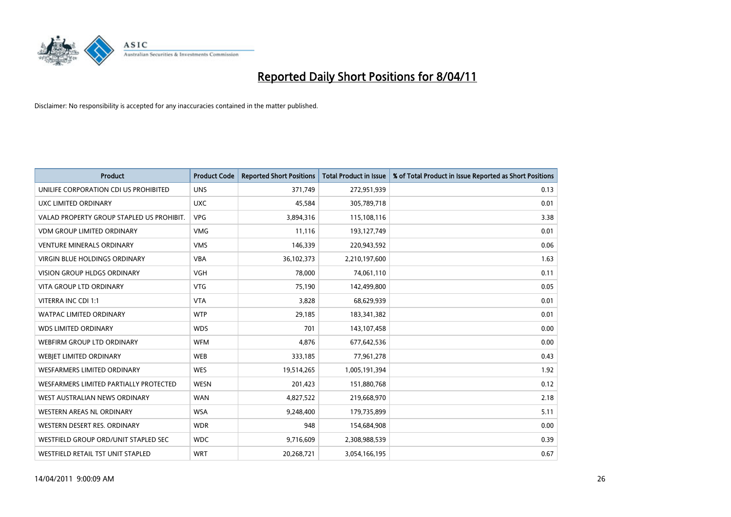# Reported Daily Short Positions for 8/04/11

Disclaimer: No responsibility is accepted for any inaccuracies contained in the matter published.

| Product | Product Code | Reported Short Positions | Total Product in Issue | % of Total Product in Issue Reported as Short Positions |
|---|---|---|---|---|
| UNILIFE CORPORATION CDI US PROHIBITED | UNS | 371,749 | 272,951,939 | 0.13 |
| UXC LIMITED ORDINARY | UXC | 45,584 | 305,789,718 | 0.01 |
| VALAD PROPERTY GROUP STAPLED US PROHIBIT. | VPG | 3,894,316 | 115,108,116 | 3.38 |
| VDM GROUP LIMITED ORDINARY | VMG | 11,116 | 193,127,749 | 0.01 |
| VENTURE MINERALS ORDINARY | VMS | 146,339 | 220,943,592 | 0.06 |
| VIRGIN BLUE HOLDINGS ORDINARY | VBA | 36,102,373 | 2,210,197,600 | 1.63 |
| VISION GROUP HLDGS ORDINARY | VGH | 78,000 | 74,061,110 | 0.11 |
| VITA GROUP LTD ORDINARY | VTG | 75,190 | 142,499,800 | 0.05 |
| VITERRA INC CDI 1:1 | VTA | 3,828 | 68,629,939 | 0.01 |
| WATPAC LIMITED ORDINARY | WTP | 29,185 | 183,341,382 | 0.01 |
| WDS LIMITED ORDINARY | WDS | 701 | 143,107,458 | 0.00 |
| WEBFIRM GROUP LTD ORDINARY | WFM | 4,876 | 677,642,536 | 0.00 |
| WEBJET LIMITED ORDINARY | WEB | 333,185 | 77,961,278 | 0.43 |
| WESFARMERS LIMITED ORDINARY | WES | 19,514,265 | 1,005,191,394 | 1.92 |
| WESFARMERS LIMITED PARTIALLY PROTECTED | WESN | 201,423 | 151,880,768 | 0.12 |
| WEST AUSTRALIAN NEWS ORDINARY | WAN | 4,827,522 | 219,668,970 | 2.18 |
| WESTERN AREAS NL ORDINARY | WSA | 9,248,400 | 179,735,899 | 5.11 |
| WESTERN DESERT RES. ORDINARY | WDR | 948 | 154,684,908 | 0.00 |
| WESTFIELD GROUP ORD/UNIT STAPLED SEC | WDC | 9,716,609 | 2,308,988,539 | 0.39 |
| WESTFIELD RETAIL TST UNIT STAPLED | WRT | 20,268,721 | 3,054,166,195 | 0.67 |

14/04/2011 9:00:09 AM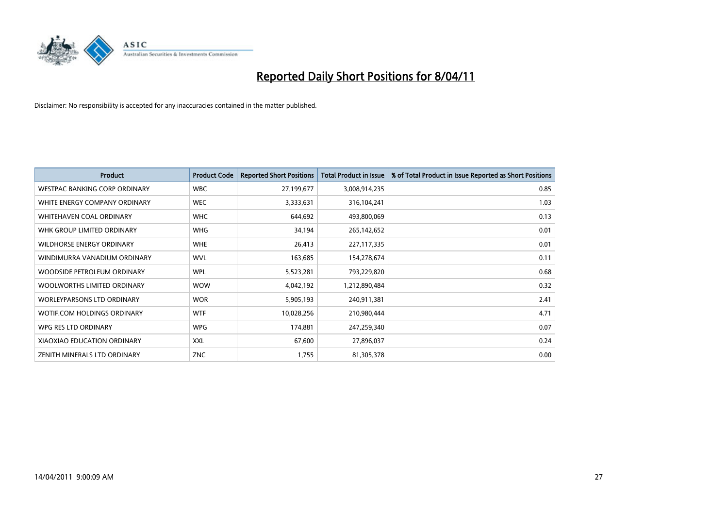# Reported Daily Short Positions for 8/04/11

Disclaimer: No responsibility is accepted for any inaccuracies contained in the matter published.

| Product | Product Code | Reported Short Positions | Total Product in Issue | % of Total Product in Issue Reported as Short Positions |
|---|---|---|---|---|
| WESTPAC BANKING CORP ORDINARY | WBC | 27,199,677 | 3,008,914,235 | 0.85 |
| WHITE ENERGY COMPANY ORDINARY | WEC | 3,333,631 | 316,104,241 | 1.03 |
| WHITEHAVEN COAL ORDINARY | WHC | 644,692 | 493,800,069 | 0.13 |
| WHK GROUP LIMITED ORDINARY | WHG | 34,194 | 265,142,652 | 0.01 |
| WILDHORSE ENERGY ORDINARY | WHE | 26,413 | 227,117,335 | 0.01 |
| WINDIMURRA VANADIUM ORDINARY | WVL | 163,685 | 154,278,674 | 0.11 |
| WOODSIDE PETROLEUM ORDINARY | WPL | 5,523,281 | 793,229,820 | 0.68 |
| WOOLWORTHS LIMITED ORDINARY | WOW | 4,042,192 | 1,212,890,484 | 0.32 |
| WORLEYPARSONS LTD ORDINARY | WOR | 5,905,193 | 240,911,381 | 2.41 |
| WOTIF.COM HOLDINGS ORDINARY | WTF | 10,028,256 | 210,980,444 | 4.71 |
| WPG RES LTD ORDINARY | WPG | 174,881 | 247,259,340 | 0.07 |
| XIAOXIAO EDUCATION ORDINARY | XXL | 67,600 | 27,896,037 | 0.24 |
| ZENITH MINERALS LTD ORDINARY | ZNC | 1,755 | 81,305,378 | 0.00 |

14/04/2011 9:00:09 AM